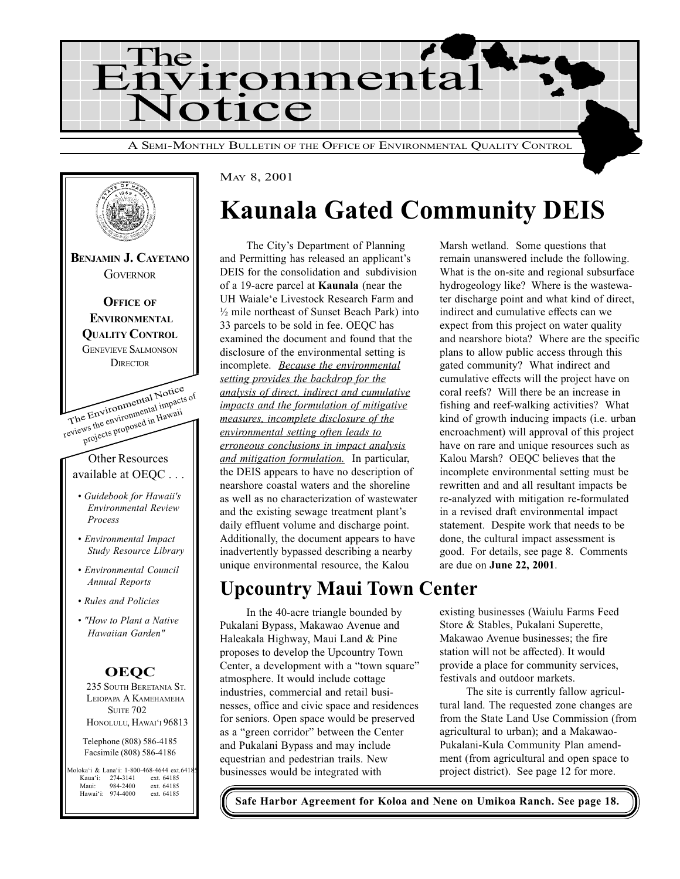# The Environmental Notice

A SEMI-MONTHLY BULLETIN OF THE OFFICE OF ENVIRONMENTAL QUALITY CONTROL

**BENJAMIN J. CAYETANO**
GOVERNOR

**OFFICE OF ENVIRONMENTAL QUALITY CONTROL**
GENEVIEVE SALMONSON
DIRECTOR

The Environmental Notice reviews the environmental impacts of projects proposed in Hawaii

Other Resources available at OEQC . . .

- *Guidebook for Hawaii's Environmental Review Process*
- *Environmental Impact Study Resource Library*
- *Environmental Council Annual Reports*
- *Rules and Policies*
- *"How to Plant a Native Hawaiian Garden"*

**OEQC**
235 SOUTH BERETANIA ST.
LEIOPAPA A KAMEHAMEHA
SUITE 702
HONOLULU, HAWAI'I 96813

Telephone (808) 586-4185
Facsimile (808) 586-4186

Moloka'i & Lana'i: 1-800-468-4644 ext.64185
Kaua'i: 274-3141 ext. 64185
Maui: 984-2400 ext. 64185
Hawai'i: 974-4000 ext. 64185

MAY 8, 2001

# Kaunala Gated Community DEIS

The City's Department of Planning and Permitting has released an applicant's DEIS for the consolidation and subdivision of a 19-acre parcel at **Kaunala** (near the UH Waiale'e Livestock Research Farm and ½ mile northeast of Sunset Beach Park) into 33 parcels to be sold in fee. OEQC has examined the document and found that the disclosure of the environmental setting is incomplete. *Because the environmental setting provides the backdrop for the analysis of direct, indirect and cumulative impacts and the formulation of mitigative measures, incomplete disclosure of the environmental setting often leads to erroneous conclusions in impact analysis and mitigation formulation.* In particular, the DEIS appears to have no description of nearshore coastal waters and the shoreline as well as no characterization of wastewater and the existing sewage treatment plant's daily effluent volume and discharge point. Additionally, the document appears to have inadvertently bypassed describing a nearby unique environmental resource, the Kalou Marsh wetland. Some questions that remain unanswered include the following. What is the on-site and regional subsurface hydrogeology like? Where is the wastewater discharge point and what kind of direct, indirect and cumulative effects can we expect from this project on water quality and nearshore biota? Where are the specific plans to allow public access through this gated community? What indirect and cumulative effects will the project have on coral reefs? Will there be an increase in fishing and reef-walking activities? What kind of growth inducing impacts (i.e. urban encroachment) will approval of this project have on rare and unique resources such as Kalou Marsh? OEQC believes that the incomplete environmental setting must be rewritten and and all resultant impacts be re-analyzed with mitigation re-formulated in a revised draft environmental impact statement. Despite work that needs to be done, the cultural impact assessment is good. For details, see page 8. Comments are due on **June 22, 2001**.

## Upcountry Maui Town Center

In the 40-acre triangle bounded by Pukalani Bypass, Makawao Avenue and Haleakala Highway, Maui Land & Pine proposes to develop the Upcountry Town Center, a development with a "town square" atmosphere. It would include cottage industries, commercial and retail businesses, office and civic space and residences for seniors. Open space would be preserved as a "green corridor" between the Center and Pukalani Bypass and may include equestrian and pedestrian trails. New businesses would be integrated with existing businesses (Waiulu Farms Feed Store & Stables, Pukalani Superette, Makawao Avenue businesses; the fire station will not be affected). It would provide a place for community services, festivals and outdoor markets.

The site is currently fallow agricultural land. The requested zone changes are from the State Land Use Commission (from agricultural to urban); and a Makawao-Pukalani-Kula Community Plan amendment (from agricultural and open space to project district). See page 12 for more.

**Safe Harbor Agreement for Koloa and Nene on Umikoa Ranch. See page 18.**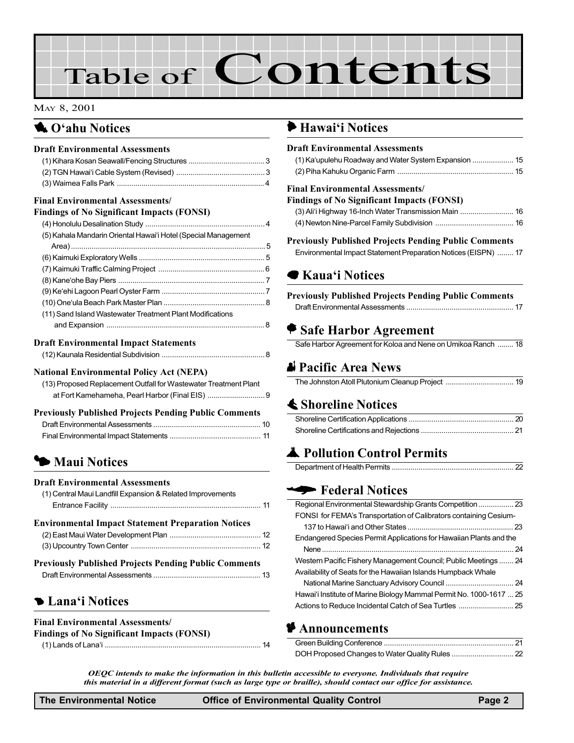# Table of Contents

May 8, 2001

## O'ahu Notices

### Draft Environmental Assessments

(1) Kihara Kosan Seawall/Fencing Structures ..................................... 3
(2) TGN Hawai'i Cable System (Revised) ........................................... 3
(3) Waimea Falls Park ....................................................................... 4

### Final Environmental Assessments/ Findings of No Significant Impacts (FONSI)

(4) Honolulu Desalination Study .......................................................... 4
(5) Kahala Mandarin Oriental Hawai'i Hotel (Special Management Area) .............................................................................................. 5
(6) Kaimuki Exploratory Wells ............................................................. 5
(7) Kaimuki Traffic Calming Project .................................................... 6
(8) Kane'ohe Bay Piers ....................................................................... 7
(9) Ke'ehi Lagoon Pearl Oyster Farm .................................................. 7
(10) One'ula Beach Park Master Plan ................................................. 8
(11) Sand Island Wastewater Treatment Plant Modifications and Expansion ............................................................................ 8

### Draft Environmental Impact Statements

(12) Kaunala Residential Subdivision .................................................. 8

### National Environmental Policy Act (NEPA)

(13) Proposed Replacement Outfall for Wastewater Treatment Plant at Fort Kamehameha, Pearl Harbor (Final EIS) ............................ 9

### Previously Published Projects Pending Public Comments

Draft Environmental Assessments .................................................... 10
Final Environmental Impact Statements ............................................ 11

## Maui Notices

### Draft Environmental Assessments

(1) Central Maui Landfill Expansion & Related Improvements Entrance Facility ........................................................................ 11

### Environmental Impact Statement Preparation Notices

(2) East Maui Water Development Plan ............................................ 12
(3) Upcountry Town Center ............................................................... 12

### Previously Published Projects Pending Public Comments

Draft Environmental Assessments .................................................... 13

## Lana'i Notices

### Final Environmental Assessments/ Findings of No Significant Impacts (FONSI)

(1) Lands of Lana'i ........................................................................... 14

## Hawai'i Notices

### Draft Environmental Assessments

(1) Ka'upulehu Roadway and Water System Expansion .................... 15
(2) Piha Kahuku Organic Farm ......................................................... 15

### Final Environmental Assessments/ Findings of No Significant Impacts (FONSI)

(3) Ali'i Highway 16-Inch Water Transmission Main .......................... 16
(4) Newton Nine-Parcel Family Subdivision ...................................... 16

### Previously Published Projects Pending Public Comments

Environmental Impact Statement Preparation Notices (EISPN) ........ 17

## Kaua'i Notices

### Previously Published Projects Pending Public Comments

Draft Environmental Assessments .................................................... 17

## Safe Harbor Agreement

Safe Harbor Agreement for Koloa and Nene on Umikoa Ranch ........ 18

## Pacific Area News

The Johnston Atoll Plutonium Cleanup Project ................................. 19

## Shoreline Notices

Shoreline Certification Applications ................................................... 20
Shoreline Certifications and Rejections ............................................. 21

## Pollution Control Permits

Department of Health Permits ........................................................... 22

## Federal Notices

Regional Environmental Stewardship Grants Competition ................. 23
FONSI for FEMA's Transportation of Calibrators containing Cesium-137 to Hawai'i and Other States .................................................... 23
Endangered Species Permit Applications for Hawaiian Plants and the Nene ............................................................................................. 24
Western Pacific Fishery Management Council; Public Meetings ....... 24
Availability of Seats for the Hawaiian Islands Humpback Whale National Marine Sanctuary Advisory Council ................................. 24
Hawai'i Institute of Marine Biology Mammal Permit No. 1000-1617 ... 25
Actions to Reduce Incidental Catch of Sea Turtles ........................... 25

## Announcements

Green Building Conference ............................................................... 21
DOH Proposed Changes to Water Quality Rules .............................. 22

*OEQC intends to make the information in this bulletin accessible to everyone. Individuals that require this material in a different format (such as large type or braille), should contact our office for assistance.*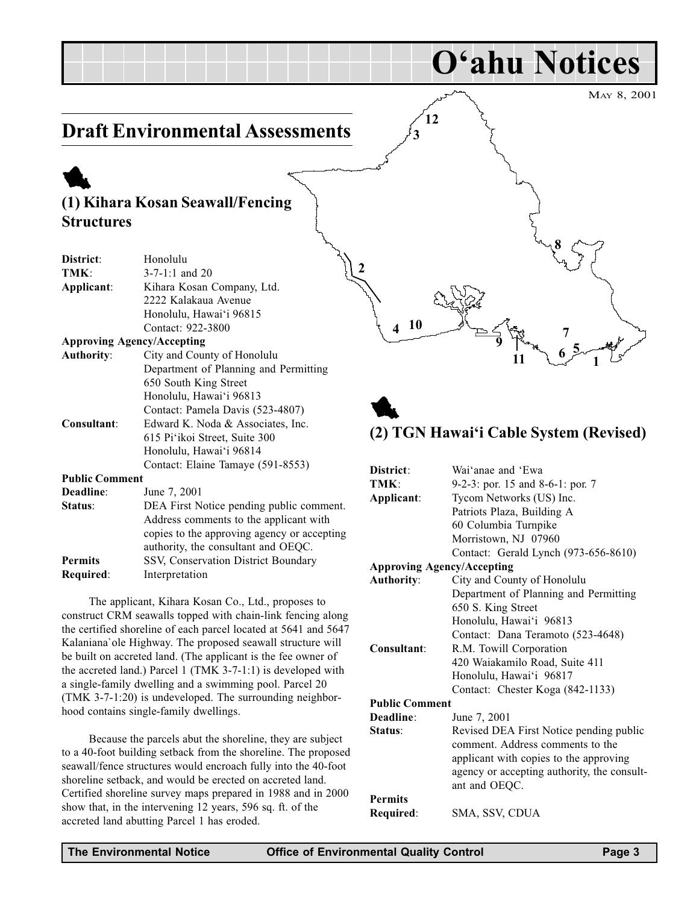# O'ahu Notices

MAY 8, 2001

## Draft Environmental Assessments

### (1) Kihara Kosan Seawall/Fencing Structures

**District**: Honolulu
**TMK**: 3-7-1:1 and 20
**Applicant**: Kihara Kosan Company, Ltd.
2222 Kalakaua Avenue
Honolulu, Hawai'i 96815
Contact: 922-3800

**Approving Agency/Accepting Authority**: City and County of Honolulu
Department of Planning and Permitting
650 South King Street
Honolulu, Hawai'i 96813
Contact: Pamela Davis (523-4807)

**Consultant**: Edward K. Noda & Associates, Inc.
615 Pi'ikoi Street, Suite 300
Honolulu, Hawai'i 96814
Contact: Elaine Tamaye (591-8553)

**Public Comment Deadline**: June 7, 2001

**Status**: DEA First Notice pending public comment. Address comments to the applicant with copies to the approving agency or accepting authority, the consultant and OEQC.

**Permits Required**: SSV, Conservation District Boundary Interpretation

The applicant, Kihara Kosan Co., Ltd., proposes to construct CRM seawalls topped with chain-link fencing along the certified shoreline of each parcel located at 5641 and 5647 Kalaniana`ole Highway. The proposed seawall structure will be built on accreted land. (The applicant is the fee owner of the accreted land.) Parcel 1 (TMK 3-7-1:1) is developed with a single-family dwelling and a swimming pool. Parcel 20 (TMK 3-7-1:20) is undeveloped. The surrounding neighborhood contains single-family dwellings.

Because the parcels abut the shoreline, they are subject to a 40-foot building setback from the shoreline. The proposed seawall/fence structures would encroach fully into the 40-foot shoreline setback, and would be erected on accreted land. Certified shoreline survey maps prepared in 1988 and in 2000 show that, in the intervening 12 years, 596 sq. ft. of the accreted land abutting Parcel 1 has eroded.

### (2) TGN Hawai'i Cable System (Revised)

**District**: Wai'anae and 'Ewa
**TMK**: 9-2-3: por. 15 and 8-6-1: por. 7
**Applicant**: Tycom Networks (US) Inc.
Patriots Plaza, Building A
60 Columbia Turnpike
Morristown, NJ 07960
Contact: Gerald Lynch (973-656-8610)

**Approving Agency/Accepting Authority**: City and County of Honolulu
Department of Planning and Permitting
650 S. King Street
Honolulu, Hawai'i 96813
Contact: Dana Teramoto (523-4648)

**Consultant**: R.M. Towill Corporation
420 Waiakamilo Road, Suite 411
Honolulu, Hawai'i 96817
Contact: Chester Koga (842-1133)

**Public Comment Deadline**: June 7, 2001

**Status**: Revised DEA First Notice pending public comment. Address comments to the applicant with copies to the approving agency or accepting authority, the consultant and OEQC.

**Permits Required**: SMA, SSV, CDUA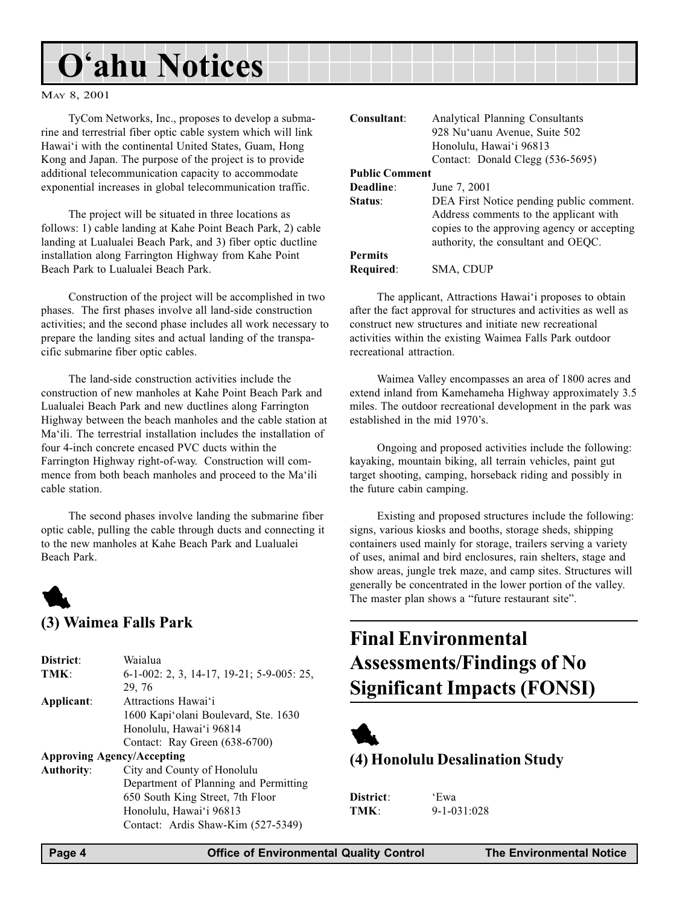# O'ahu Notices

May 8, 2001

TyCom Networks, Inc., proposes to develop a submarine and terrestrial fiber optic cable system which will link Hawai'i with the continental United States, Guam, Hong Kong and Japan. The purpose of the project is to provide additional telecommunication capacity to accommodate exponential increases in global telecommunication traffic.

The project will be situated in three locations as follows: 1) cable landing at Kahe Point Beach Park, 2) cable landing at Lualualei Beach Park, and 3) fiber optic ductline installation along Farrington Highway from Kahe Point Beach Park to Lualualei Beach Park.

Construction of the project will be accomplished in two phases. The first phases involve all land-side construction activities; and the second phase includes all work necessary to prepare the landing sites and actual landing of the transpacific submarine fiber optic cables.

The land-side construction activities include the construction of new manholes at Kahe Point Beach Park and Lualualei Beach Park and new ductlines along Farrington Highway between the beach manholes and the cable station at Ma'ili. The terrestrial installation includes the installation of four 4-inch concrete encased PVC ducts within the Farrington Highway right-of-way. Construction will commence from both beach manholes and proceed to the Ma'ili cable station.

The second phases involve landing the submarine fiber optic cable, pulling the cable through ducts and connecting it to the new manholes at Kahe Beach Park and Lualualei Beach Park.

## (3) Waimea Falls Park

**District**: Waialua
**TMK**: 6-1-002: 2, 3, 14-17, 19-21; 5-9-005: 25, 29, 76
**Applicant**: Attractions Hawai'i
1600 Kapi'olani Boulevard, Ste. 1630
Honolulu, Hawai'i 96814
Contact: Ray Green (638-6700)
**Approving Agency/Accepting Authority**: City and County of Honolulu
Department of Planning and Permitting
650 South King Street, 7th Floor
Honolulu, Hawai'i 96813
Contact: Ardis Shaw-Kim (527-5349)
**Consultant**: Analytical Planning Consultants
928 Nu'uanu Avenue, Suite 502
Honolulu, Hawai'i 96813
Contact: Donald Clegg (536-5695)
**Public Comment Deadline**: June 7, 2001
**Status**: DEA First Notice pending public comment. Address comments to the applicant with copies to the approving agency or accepting authority, the consultant and OEQC.
**Permits Required**: SMA, CDUP

The applicant, Attractions Hawai'i proposes to obtain after the fact approval for structures and activities as well as construct new structures and initiate new recreational activities within the existing Waimea Falls Park outdoor recreational attraction.

Waimea Valley encompasses an area of 1800 acres and extend inland from Kamehameha Highway approximately 3.5 miles. The outdoor recreational development in the park was established in the mid 1970's.

Ongoing and proposed activities include the following: kayaking, mountain biking, all terrain vehicles, paint gut target shooting, camping, horseback riding and possibly in the future cabin camping.

Existing and proposed structures include the following: signs, various kiosks and booths, storage sheds, shipping containers used mainly for storage, trailers serving a variety of uses, animal and bird enclosures, rain shelters, stage and show areas, jungle trek maze, and camp sites. Structures will generally be concentrated in the lower portion of the valley. The master plan shows a "future restaurant site".

# Final Environmental Assessments/Findings of No Significant Impacts (FONSI)

## (4) Honolulu Desalination Study

**District**: 'Ewa
**TMK**: 9-1-031:028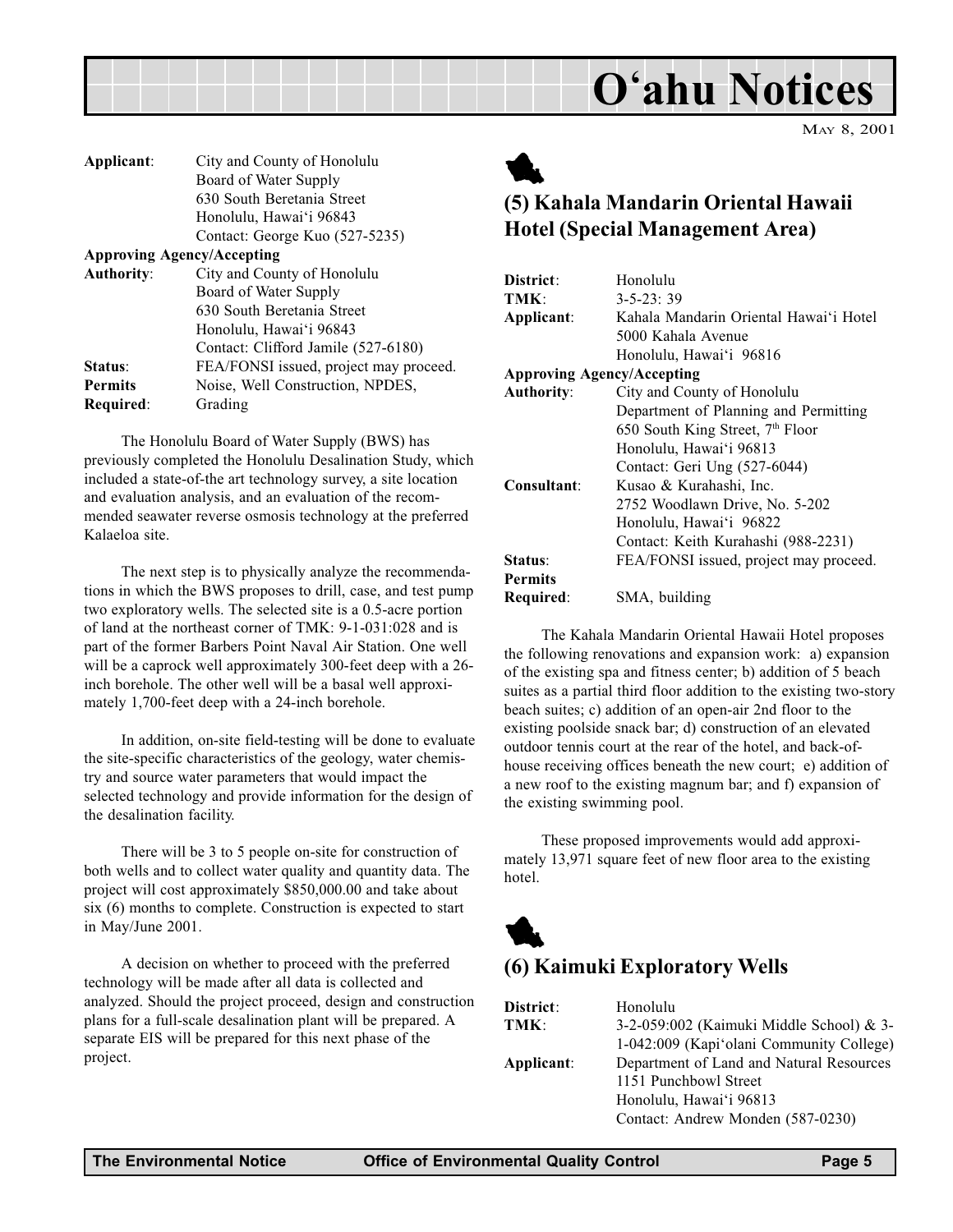| | |
|---|---|
| **Applicant**: | City and County of Honolulu<br>Board of Water Supply<br>630 South Beretania Street<br>Honolulu, Hawai'i 96843<br>Contact: George Kuo (527-5235) |
| **Approving Agency/Accepting Authority**: | City and County of Honolulu<br>Board of Water Supply<br>630 South Beretania Street<br>Honolulu, Hawai'i 96843<br>Contact: Clifford Jamile (527-6180) |
| **Status**: | FEA/FONSI issued, project may proceed. |
| **Permits Required**: | Noise, Well Construction, NPDES, Grading |

The Honolulu Board of Water Supply (BWS) has previously completed the Honolulu Desalination Study, which included a state-of-the art technology survey, a site location and evaluation analysis, and an evaluation of the recommended seawater reverse osmosis technology at the preferred Kalaeloa site.

The next step is to physically analyze the recommendations in which the BWS proposes to drill, case, and test pump two exploratory wells. The selected site is a 0.5-acre portion of land at the northeast corner of TMK: 9-1-031:028 and is part of the former Barbers Point Naval Air Station. One well will be a caprock well approximately 300-feet deep with a 26-inch borehole. The other well will be a basal well approximately 1,700-feet deep with a 24-inch borehole.

In addition, on-site field-testing will be done to evaluate the site-specific characteristics of the geology, water chemistry and source water parameters that would impact the selected technology and provide information for the design of the desalination facility.

There will be 3 to 5 people on-site for construction of both wells and to collect water quality and quantity data. The project will cost approximately $850,000.00 and take about six (6) months to complete. Construction is expected to start in May/June 2001.

A decision on whether to proceed with the preferred technology will be made after all data is collected and analyzed. Should the project proceed, design and construction plans for a full-scale desalination plant will be prepared. A separate EIS will be prepared for this next phase of the project.

## (5) Kahala Mandarin Oriental Hawaii Hotel (Special Management Area)

| | |
|---|---|
| **District**: | Honolulu |
| **TMK**: | 3-5-23: 39 |
| **Applicant**: | Kahala Mandarin Oriental Hawai'i Hotel<br>5000 Kahala Avenue<br>Honolulu, Hawai'i 96816 |
| **Approving Agency/Accepting Authority**: | City and County of Honolulu<br>Department of Planning and Permitting<br>650 South King Street, 7th Floor<br>Honolulu, Hawai'i 96813<br>Contact: Geri Ung (527-6044) |
| **Consultant**: | Kusao & Kurahashi, Inc.<br>2752 Woodlawn Drive, No. 5-202<br>Honolulu, Hawai'i 96822<br>Contact: Keith Kurahashi (988-2231) |
| **Status**: | FEA/FONSI issued, project may proceed. |
| **Permits Required**: | SMA, building |

The Kahala Mandarin Oriental Hawaii Hotel proposes the following renovations and expansion work: a) expansion of the existing spa and fitness center; b) addition of 5 beach suites as a partial third floor addition to the existing two-story beach suites; c) addition of an open-air 2nd floor to the existing poolside snack bar; d) construction of an elevated outdoor tennis court at the rear of the hotel, and back-of-house receiving offices beneath the new court; e) addition of a new roof to the existing magnum bar; and f) expansion of the existing swimming pool.

These proposed improvements would add approximately 13,971 square feet of new floor area to the existing hotel.

## (6) Kaimuki Exploratory Wells

| | |
|---|---|
| **District**: | Honolulu |
| **TMK**: | 3-2-059:002 (Kaimuki Middle School) & 3-1-042:009 (Kapi'olani Community College) |
| **Applicant**: | Department of Land and Natural Resources<br>1151 Punchbowl Street<br>Honolulu, Hawai'i 96813<br>Contact: Andrew Monden (587-0230) |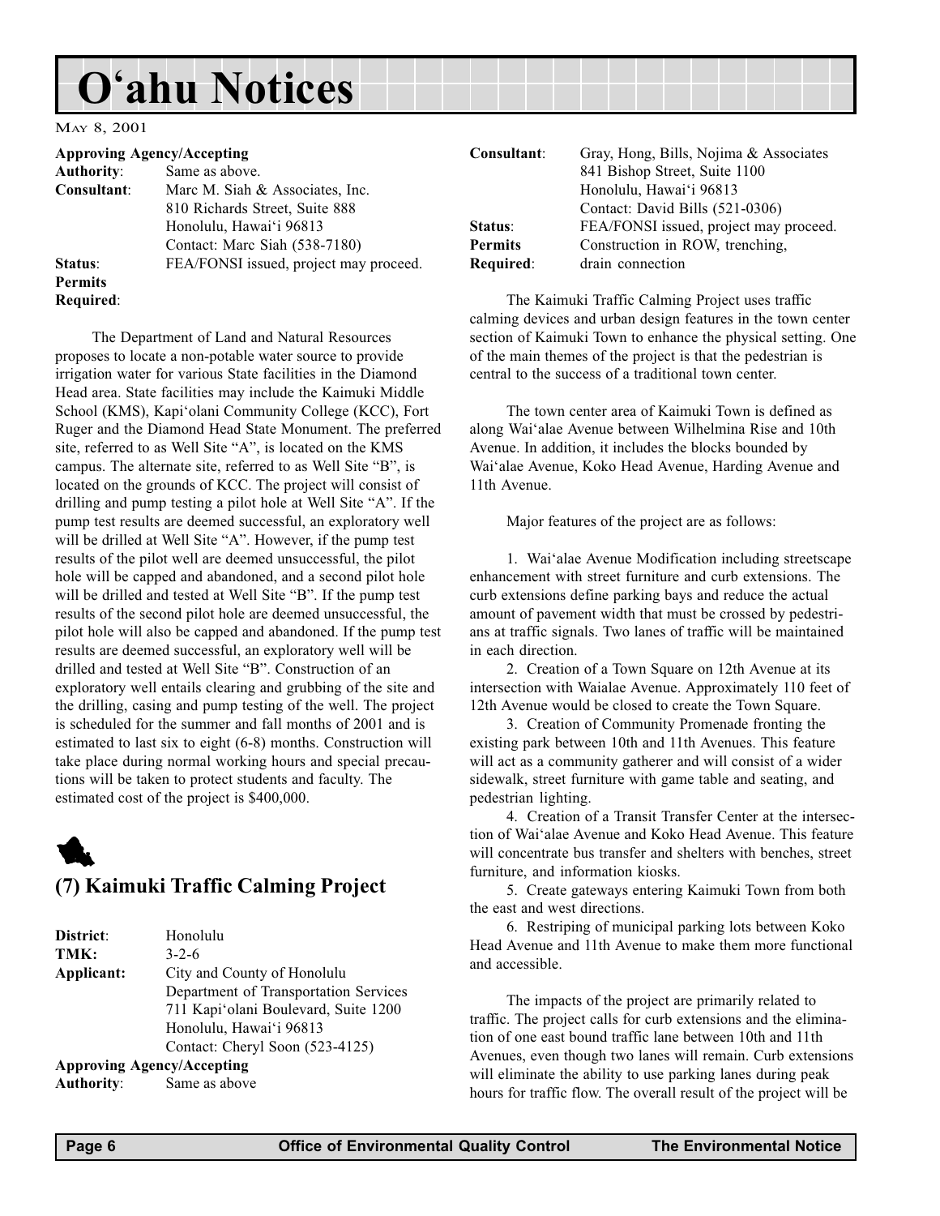# O'ahu Notices

May 8, 2001

**Approving Agency/Accepting Authority**: Same as above.
**Consultant**: Marc M. Siah & Associates, Inc.
810 Richards Street, Suite 888
Honolulu, Hawai'i 96813
Contact: Marc Siah (538-7180)
**Status**: FEA/FONSI issued, project may proceed.
**Permits Required**:

The Department of Land and Natural Resources proposes to locate a non-potable water source to provide irrigation water for various State facilities in the Diamond Head area. State facilities may include the Kaimuki Middle School (KMS), Kapi'olani Community College (KCC), Fort Ruger and the Diamond Head State Monument. The preferred site, referred to as Well Site "A", is located on the KMS campus. The alternate site, referred to as Well Site "B", is located on the grounds of KCC. The project will consist of drilling and pump testing a pilot hole at Well Site "A". If the pump test results are deemed successful, an exploratory well will be drilled at Well Site "A". However, if the pump test results of the pilot well are deemed unsuccessful, the pilot hole will be capped and abandoned, and a second pilot hole will be drilled and tested at Well Site "B". If the pump test results of the second pilot hole are deemed unsuccessful, the pilot hole will also be capped and abandoned. If the pump test results are deemed successful, an exploratory well will be drilled and tested at Well Site "B". Construction of an exploratory well entails clearing and grubbing of the site and the drilling, casing and pump testing of the well. The project is scheduled for the summer and fall months of 2001 and is estimated to last six to eight (6-8) months. Construction will take place during normal working hours and special precautions will be taken to protect students and faculty. The estimated cost of the project is $400,000.

## (7) Kaimuki Traffic Calming Project

**District**: Honolulu
**TMK**: 3-2-6
**Applicant**: City and County of Honolulu
Department of Transportation Services
711 Kapi'olani Boulevard, Suite 1200
Honolulu, Hawai'i 96813
Contact: Cheryl Soon (523-4125)
**Approving Agency/Accepting Authority**: Same as above
**Consultant**: Gray, Hong, Bills, Nojima & Associates
841 Bishop Street, Suite 1100
Honolulu, Hawai'i 96813
Contact: David Bills (521-0306)
**Status**: FEA/FONSI issued, project may proceed.
**Permits Required**: Construction in ROW, trenching, drain connection

The Kaimuki Traffic Calming Project uses traffic calming devices and urban design features in the town center section of Kaimuki Town to enhance the physical setting. One of the main themes of the project is that the pedestrian is central to the success of a traditional town center.

The town center area of Kaimuki Town is defined as along Wai'alae Avenue between Wilhelmina Rise and 10th Avenue. In addition, it includes the blocks bounded by Wai'alae Avenue, Koko Head Avenue, Harding Avenue and 11th Avenue.

Major features of the project are as follows:

1. Wai'alae Avenue Modification including streetscape enhancement with street furniture and curb extensions. The curb extensions define parking bays and reduce the actual amount of pavement width that must be crossed by pedestrians at traffic signals. Two lanes of traffic will be maintained in each direction.
2. Creation of a Town Square on 12th Avenue at its intersection with Waialae Avenue. Approximately 110 feet of 12th Avenue would be closed to create the Town Square.
3. Creation of Community Promenade fronting the existing park between 10th and 11th Avenues. This feature will act as a community gatherer and will consist of a wider sidewalk, street furniture with game table and seating, and pedestrian lighting.
4. Creation of a Transit Transfer Center at the intersection of Wai'alae Avenue and Koko Head Avenue. This feature will concentrate bus transfer and shelters with benches, street furniture, and information kiosks.
5. Create gateways entering Kaimuki Town from both the east and west directions.
6. Restriping of municipal parking lots between Koko Head Avenue and 11th Avenue to make them more functional and accessible.

The impacts of the project are primarily related to traffic. The project calls for curb extensions and the elimination of one east bound traffic lane between 10th and 11th Avenues, even though two lanes will remain. Curb extensions will eliminate the ability to use parking lanes during peak hours for traffic flow. The overall result of the project will be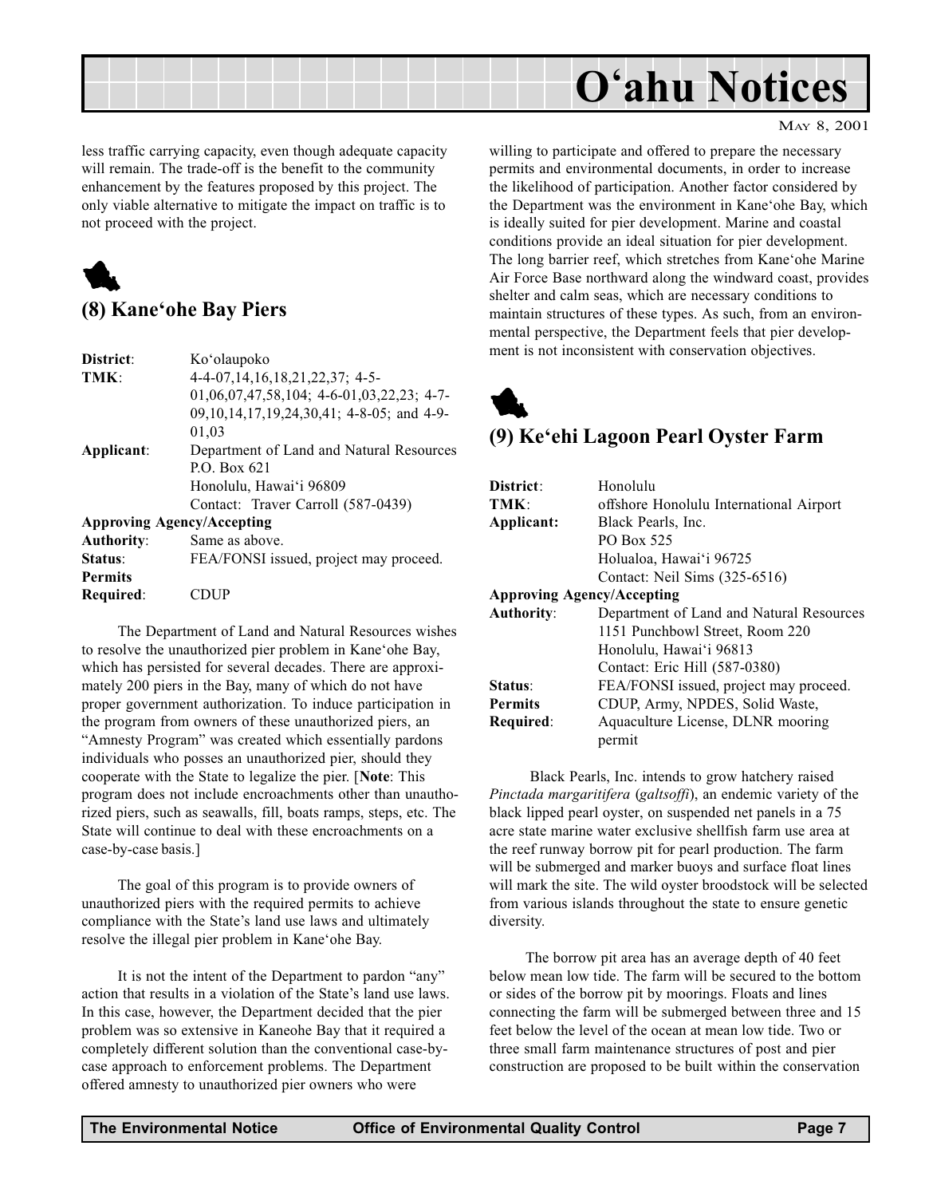less traffic carrying capacity, even though adequate capacity will remain. The trade-off is the benefit to the community enhancement by the features proposed by this project. The only viable alternative to mitigate the impact on traffic is to not proceed with the project.

## (8) Kane'ohe Bay Piers

| | |
|---|---|
| **District**: | Ko'olaupoko |
| **TMK**: | 4-4-07,14,16,18,21,22,37; 4-5-01,06,07,47,58,104; 4-6-01,03,22,23; 4-7-09,10,14,17,19,24,30,41; 4-8-05; and 4-9-01,03 |
| **Applicant**: | Department of Land and Natural Resources<br>P.O. Box 621<br>Honolulu, Hawai'i 96809<br>Contact: Traver Carroll (587-0439) |
| **Approving Agency/Accepting Authority**: | Same as above. |
| **Status**: | FEA/FONSI issued, project may proceed. |
| **Permits Required**: | CDUP |

The Department of Land and Natural Resources wishes to resolve the unauthorized pier problem in Kane'ohe Bay, which has persisted for several decades. There are approximately 200 piers in the Bay, many of which do not have proper government authorization. To induce participation in the program from owners of these unauthorized piers, an "Amnesty Program" was created which essentially pardons individuals who posses an unauthorized pier, should they cooperate with the State to legalize the pier. [**Note**: This program does not include encroachments other than unauthorized piers, such as seawalls, fill, boats ramps, steps, etc. The State will continue to deal with these encroachments on a case-by-case basis.]

The goal of this program is to provide owners of unauthorized piers with the required permits to achieve compliance with the State's land use laws and ultimately resolve the illegal pier problem in Kane'ohe Bay.

It is not the intent of the Department to pardon "any" action that results in a violation of the State's land use laws. In this case, however, the Department decided that the pier problem was so extensive in Kaneohe Bay that it required a completely different solution than the conventional case-by-case approach to enforcement problems. The Department offered amnesty to unauthorized pier owners who were willing to participate and offered to prepare the necessary permits and environmental documents, in order to increase the likelihood of participation. Another factor considered by the Department was the environment in Kane'ohe Bay, which is ideally suited for pier development. Marine and coastal conditions provide an ideal situation for pier development. The long barrier reef, which stretches from Kane'ohe Marine Air Force Base northward along the windward coast, provides shelter and calm seas, which are necessary conditions to maintain structures of these types. As such, from an environmental perspective, the Department feels that pier development is not inconsistent with conservation objectives.

## (9) Ke'ehi Lagoon Pearl Oyster Farm

| | |
|---|---|
| **District**: | Honolulu |
| **TMK**: | offshore Honolulu International Airport |
| **Applicant:** | Black Pearls, Inc.<br>PO Box 525<br>Holualoa, Hawai'i 96725<br>Contact: Neil Sims (325-6516) |
| **Approving Agency/Accepting Authority**: | Department of Land and Natural Resources<br>1151 Punchbowl Street, Room 220<br>Honolulu, Hawai'i 96813<br>Contact: Eric Hill (587-0380) |
| **Status**: | FEA/FONSI issued, project may proceed. |
| **Permits Required**: | CDUP, Army, NPDES, Solid Waste, Aquaculture License, DLNR mooring permit |

Black Pearls, Inc. intends to grow hatchery raised *Pinctada margaritifera* (*galtsoffi*), an endemic variety of the black lipped pearl oyster, on suspended net panels in a 75 acre state marine water exclusive shellfish farm use area at the reef runway borrow pit for pearl production. The farm will be submerged and marker buoys and surface float lines will mark the site. The wild oyster broodstock will be selected from various islands throughout the state to ensure genetic diversity.

The borrow pit area has an average depth of 40 feet below mean low tide. The farm will be secured to the bottom or sides of the borrow pit by moorings. Floats and lines connecting the farm will be submerged between three and 15 feet below the level of the ocean at mean low tide. Two or three small farm maintenance structures of post and pier construction are proposed to be built within the conservation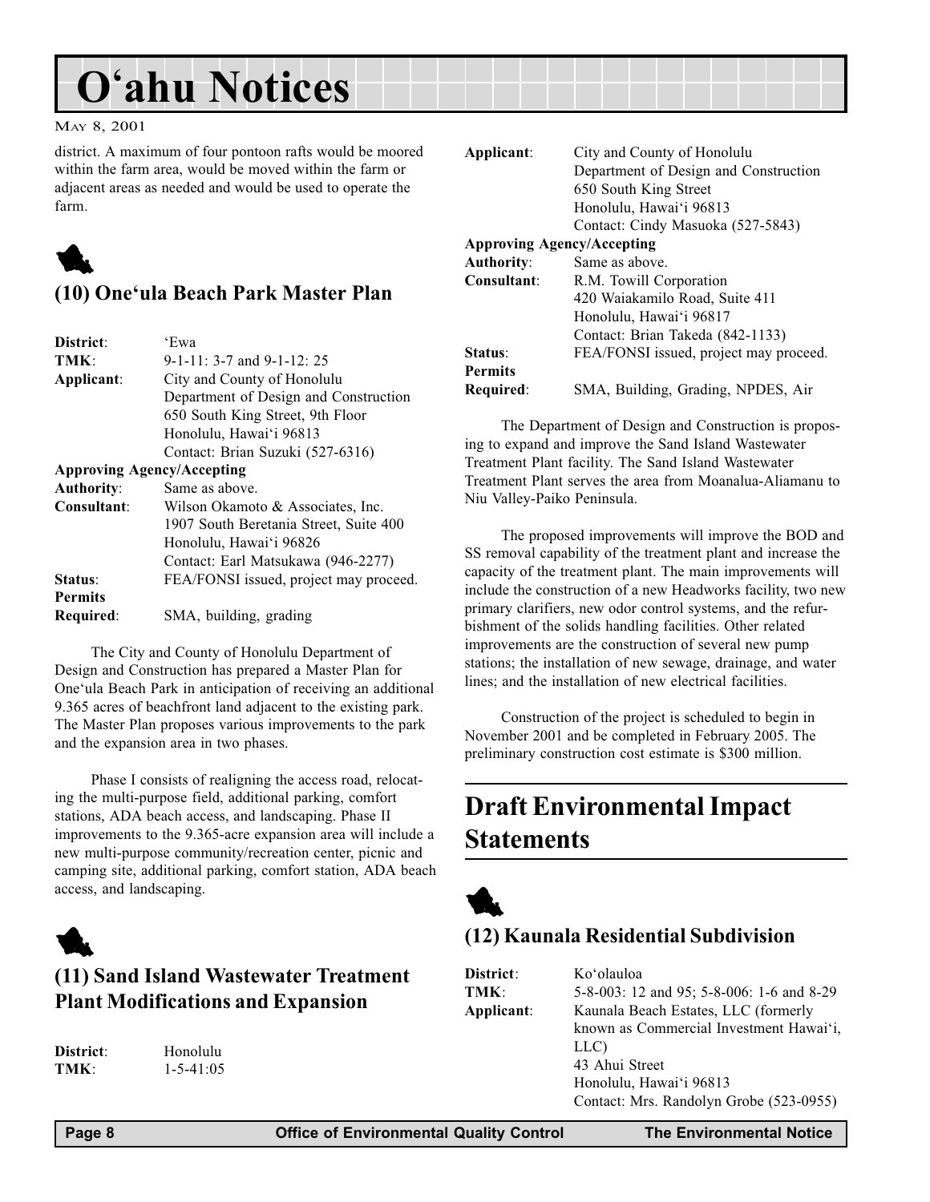district. A maximum of four pontoon rafts would be moored within the farm area, would be moved within the farm or adjacent areas as needed and would be used to operate the farm.

## (10) One'ula Beach Park Master Plan

| | |
|---|---|
| **District**: | 'Ewa |
| **TMK**: | 9-1-11: 3-7 and 9-1-12: 25 |
| **Applicant**: | City and County of Honolulu<br>Department of Design and Construction<br>650 South King Street, 9th Floor<br>Honolulu, Hawai'i 96813<br>Contact: Brian Suzuki (527-6316) |
| **Approving Agency/Accepting Authority**: | Same as above. |
| **Consultant**: | Wilson Okamoto & Associates, Inc.<br>1907 South Beretania Street, Suite 400<br>Honolulu, Hawai'i 96826<br>Contact: Earl Matsukawa (946-2277) |
| **Status**: | FEA/FONSI issued, project may proceed. |
| **Permits Required**: | SMA, building, grading |

The City and County of Honolulu Department of Design and Construction has prepared a Master Plan for One'ula Beach Park in anticipation of receiving an additional 9.365 acres of beachfront land adjacent to the existing park. The Master Plan proposes various improvements to the park and the expansion area in two phases.

Phase I consists of realigning the access road, relocating the multi-purpose field, additional parking, comfort stations, ADA beach access, and landscaping. Phase II improvements to the 9.365-acre expansion area will include a new multi-purpose community/recreation center, picnic and camping site, additional parking, comfort station, ADA beach access, and landscaping.

## (11) Sand Island Wastewater Treatment Plant Modifications and Expansion

| | |
|---|---|
| **District**: | Honolulu |
| **TMK**: | 1-5-41:05 |
| **Applicant**: | City and County of Honolulu<br>Department of Design and Construction<br>650 South King Street<br>Honolulu, Hawai'i 96813<br>Contact: Cindy Masuoka (527-5843) |
| **Approving Agency/Accepting Authority**: | Same as above. |
| **Consultant**: | R.M. Towill Corporation<br>420 Waiakamilo Road, Suite 411<br>Honolulu, Hawai'i 96817<br>Contact: Brian Takeda (842-1133) |
| **Status**: | FEA/FONSI issued, project may proceed. |
| **Permits Required**: | SMA, Building, Grading, NPDES, Air |

The Department of Design and Construction is proposing to expand and improve the Sand Island Wastewater Treatment Plant facility. The Sand Island Wastewater Treatment Plant serves the area from Moanalua-Aliamanu to Niu Valley-Paiko Peninsula.

The proposed improvements will improve the BOD and SS removal capability of the treatment plant and increase the capacity of the treatment plant. The main improvements will include the construction of a new Headworks facility, two new primary clarifiers, new odor control systems, and the refurbishment of the solids handling facilities. Other related improvements are the construction of several new pump stations; the installation of new sewage, drainage, and water lines; and the installation of new electrical facilities.

Construction of the project is scheduled to begin in November 2001 and be completed in February 2005. The preliminary construction cost estimate is $300 million.

# Draft Environmental Impact Statements

## (12) Kaunala Residential Subdivision

| | |
|---|---|
| **District**: | Ko'olauloa |
| **TMK**: | 5-8-003: 12 and 95; 5-8-006: 1-6 and 8-29 |
| **Applicant**: | Kaunala Beach Estates, LLC (formerly known as Commercial Investment Hawai'i, LLC)<br>43 Ahui Street<br>Honolulu, Hawai'i 96813<br>Contact: Mrs. Randolyn Grobe (523-0955) |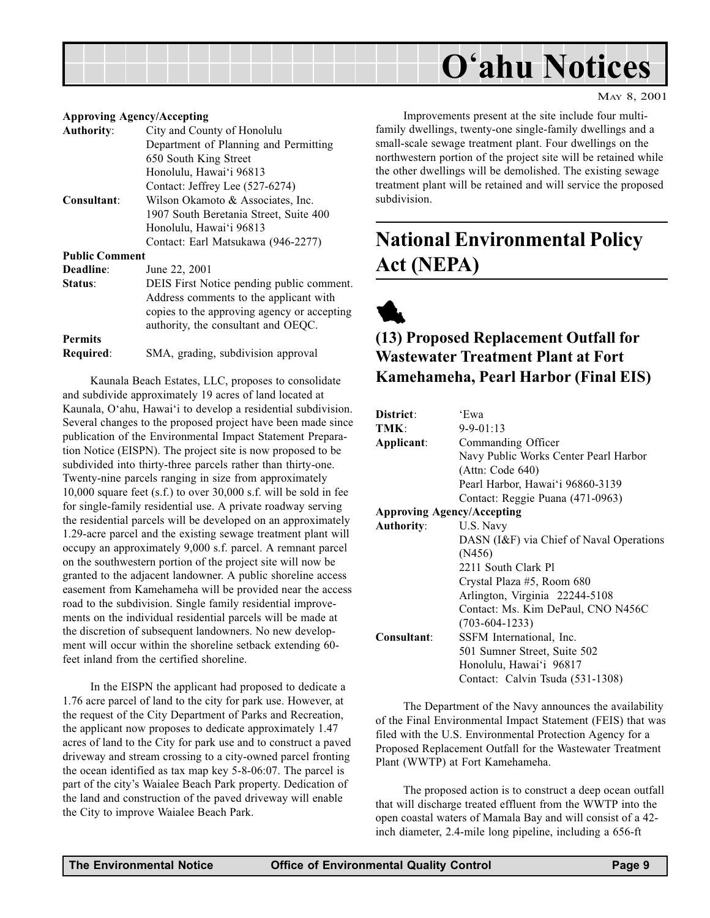**Approving Agency/Accepting**

**Authority**: City and County of Honolulu
Department of Planning and Permitting
650 South King Street
Honolulu, Hawai'i 96813
Contact: Jeffrey Lee (527-6274)

**Consultant**: Wilson Okamoto & Associates, Inc.
1907 South Beretania Street, Suite 400
Honolulu, Hawai'i 96813
Contact: Earl Matsukawa (946-2277)

**Public Comment**

**Deadline**: June 22, 2001

**Status**: DEIS First Notice pending public comment. Address comments to the applicant with copies to the approving agency or accepting authority, the consultant and OEQC.

**Permits**

**Required**: SMA, grading, subdivision approval

Kaunala Beach Estates, LLC, proposes to consolidate and subdivide approximately 19 acres of land located at Kaunala, O'ahu, Hawai'i to develop a residential subdivision. Several changes to the proposed project have been made since publication of the Environmental Impact Statement Preparation Notice (EISPN). The project site is now proposed to be subdivided into thirty-three parcels rather than thirty-one. Twenty-nine parcels ranging in size from approximately 10,000 square feet (s.f.) to over 30,000 s.f. will be sold in fee for single-family residential use. A private roadway serving the residential parcels will be developed on an approximately 1.29-acre parcel and the existing sewage treatment plant will occupy an approximately 9,000 s.f. parcel. A remnant parcel on the southwestern portion of the project site will now be granted to the adjacent landowner. A public shoreline access easement from Kamehameha will be provided near the access road to the subdivision. Single family residential improvements on the individual residential parcels will be made at the discretion of subsequent landowners. No new development will occur within the shoreline setback extending 60-feet inland from the certified shoreline.

In the EISPN the applicant had proposed to dedicate a 1.76 acre parcel of land to the city for park use. However, at the request of the City Department of Parks and Recreation, the applicant now proposes to dedicate approximately 1.47 acres of land to the City for park use and to construct a paved driveway and stream crossing to a city-owned parcel fronting the ocean identified as tax map key 5-8-06:07. The parcel is part of the city's Waialee Beach Park property. Dedication of the land and construction of the paved driveway will enable the City to improve Waialee Beach Park.

Improvements present at the site include four multi-family dwellings, twenty-one single-family dwellings and a small-scale sewage treatment plant. Four dwellings on the northwestern portion of the project site will be retained while the other dwellings will be demolished. The existing sewage treatment plant will be retained and will service the proposed subdivision.

# National Environmental Policy Act (NEPA)

### (13) Proposed Replacement Outfall for Wastewater Treatment Plant at Fort Kamehameha, Pearl Harbor (Final EIS)

**District**: 'Ewa

**TMK**: 9-9-01:13

**Applicant**: Commanding Officer
Navy Public Works Center Pearl Harbor
(Attn: Code 640)
Pearl Harbor, Hawai'i 96860-3139
Contact: Reggie Puana (471-0963)

**Approving Agency/Accepting**

**Authority**: U.S. Navy
DASN (I&F) via Chief of Naval Operations (N456)
2211 South Clark Pl
Crystal Plaza #5, Room 680
Arlington, Virginia 22244-5108
Contact: Ms. Kim DePaul, CNO N456C (703-604-1233)

**Consultant**: SSFM International, Inc.
501 Sumner Street, Suite 502
Honolulu, Hawai'i 96817
Contact: Calvin Tsuda (531-1308)

The Department of the Navy announces the availability of the Final Environmental Impact Statement (FEIS) that was filed with the U.S. Environmental Protection Agency for a Proposed Replacement Outfall for the Wastewater Treatment Plant (WWTP) at Fort Kamehameha.

The proposed action is to construct a deep ocean outfall that will discharge treated effluent from the WWTP into the open coastal waters of Mamala Bay and will consist of a 42-inch diameter, 2.4-mile long pipeline, including a 656-ft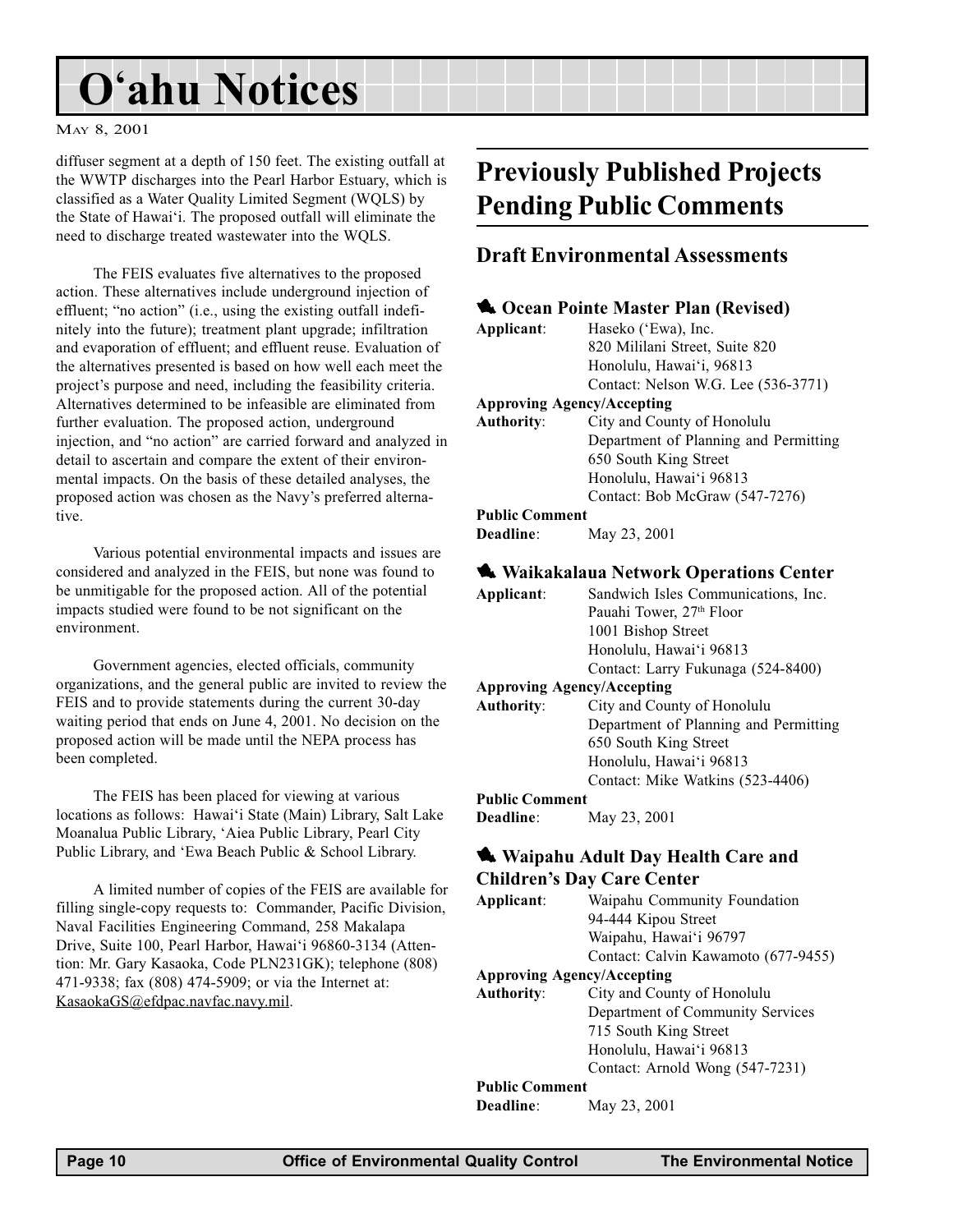diffuser segment at a depth of 150 feet. The existing outfall at the WWTP discharges into the Pearl Harbor Estuary, which is classified as a Water Quality Limited Segment (WQLS) by the State of Hawai'i. The proposed outfall will eliminate the need to discharge treated wastewater into the WQLS.

The FEIS evaluates five alternatives to the proposed action. These alternatives include underground injection of effluent; "no action" (i.e., using the existing outfall indefinitely into the future); treatment plant upgrade; infiltration and evaporation of effluent; and effluent reuse. Evaluation of the alternatives presented is based on how well each meet the project's purpose and need, including the feasibility criteria. Alternatives determined to be infeasible are eliminated from further evaluation. The proposed action, underground injection, and "no action" are carried forward and analyzed in detail to ascertain and compare the extent of their environmental impacts. On the basis of these detailed analyses, the proposed action was chosen as the Navy's preferred alternative.

Various potential environmental impacts and issues are considered and analyzed in the FEIS, but none was found to be unmitigable for the proposed action. All of the potential impacts studied were found to be not significant on the environment.

Government agencies, elected officials, community organizations, and the general public are invited to review the FEIS and to provide statements during the current 30-day waiting period that ends on June 4, 2001. No decision on the proposed action will be made until the NEPA process has been completed.

The FEIS has been placed for viewing at various locations as follows: Hawai'i State (Main) Library, Salt Lake Moanalua Public Library, 'Aiea Public Library, Pearl City Public Library, and 'Ewa Beach Public & School Library.

A limited number of copies of the FEIS are available for filling single-copy requests to: Commander, Pacific Division, Naval Facilities Engineering Command, 258 Makalapa Drive, Suite 100, Pearl Harbor, Hawai'i 96860-3134 (Attention: Mr. Gary Kasaoka, Code PLN231GK); telephone (808) 471-9338; fax (808) 474-5909; or via the Internet at: KasaokaGS@efdpac.navfac.navy.mil.

## Previously Published Projects Pending Public Comments

### Draft Environmental Assessments

#### Ocean Pointe Master Plan (Revised)

**Applicant**: Haseko ('Ewa), Inc.
820 Mililani Street, Suite 820
Honolulu, Hawai'i, 96813
Contact: Nelson W.G. Lee (536-3771)

**Approving Agency/Accepting Authority**: City and County of Honolulu
Department of Planning and Permitting
650 South King Street
Honolulu, Hawai'i 96813
Contact: Bob McGraw (547-7276)

**Public Comment Deadline**: May 23, 2001

#### Waikakalaua Network Operations Center

**Applicant**: Sandwich Isles Communications, Inc.
Pauahi Tower, 27th Floor
1001 Bishop Street
Honolulu, Hawai'i 96813
Contact: Larry Fukunaga (524-8400)

**Approving Agency/Accepting Authority**: City and County of Honolulu
Department of Planning and Permitting
650 South King Street
Honolulu, Hawai'i 96813
Contact: Mike Watkins (523-4406)

**Public Comment Deadline**: May 23, 2001

#### Waipahu Adult Day Health Care and Children's Day Care Center

**Applicant**: Waipahu Community Foundation
94-444 Kipou Street
Waipahu, Hawai'i 96797
Contact: Calvin Kawamoto (677-9455)

**Approving Agency/Accepting Authority**: City and County of Honolulu
Department of Community Services
715 South King Street
Honolulu, Hawai'i 96813
Contact: Arnold Wong (547-7231)

**Public Comment Deadline**: May 23, 2001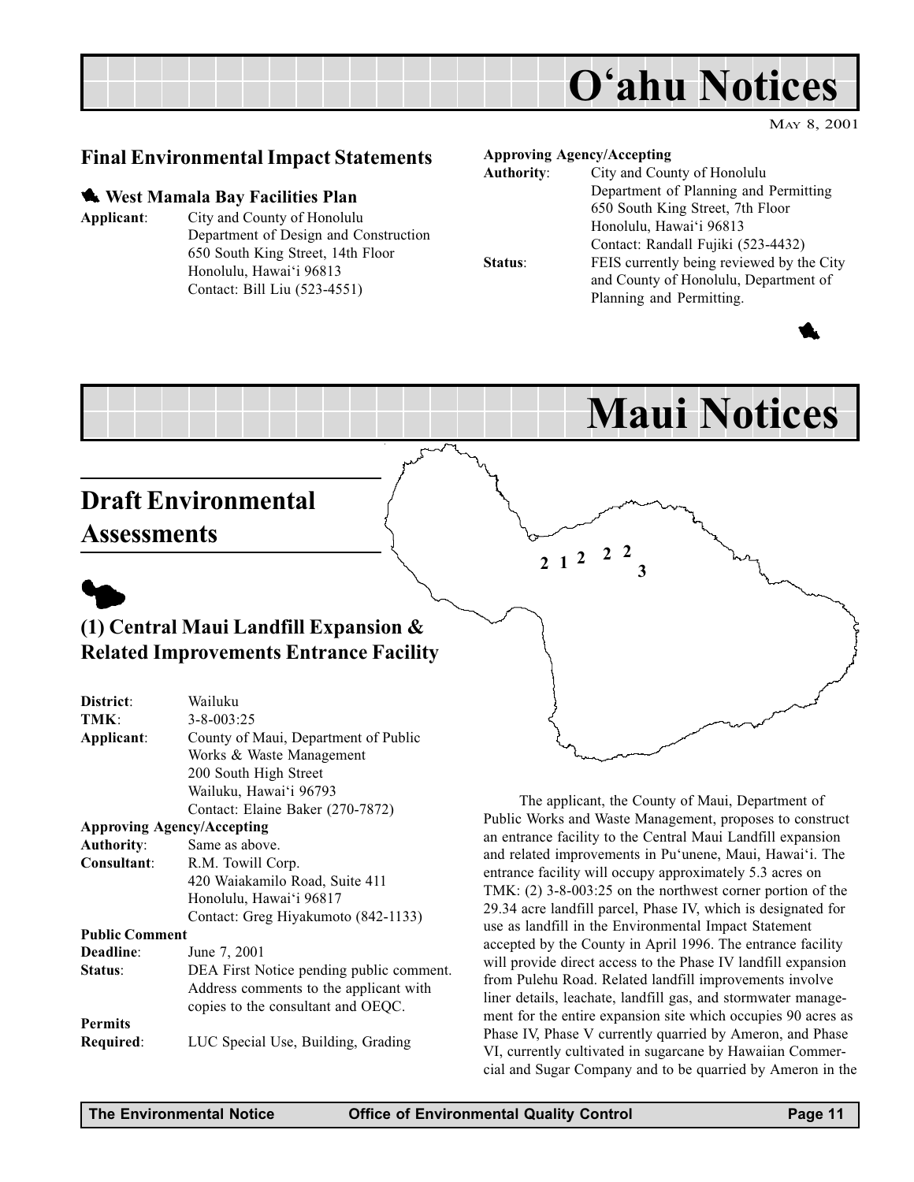# O'ahu Notices

### Final Environmental Impact Statements

#### West Mamala Bay Facilities Plan

**Applicant**: City and County of Honolulu
Department of Design and Construction
650 South King Street, 14th Floor
Honolulu, Hawai'i 96813
Contact: Bill Liu (523-4551)

**Approving Agency/Accepting**
**Authority**: City and County of Honolulu
Department of Planning and Permitting
650 South King Street, 7th Floor
Honolulu, Hawai'i 96813
Contact: Randall Fujiki (523-4432)
**Status**: FEIS currently being reviewed by the City and County of Honolulu, Department of Planning and Permitting.

# Maui Notices

## Draft Environmental Assessments

### (1) Central Maui Landfill Expansion & Related Improvements Entrance Facility

**District**: Wailuku
**TMK**: 3-8-003:25
**Applicant**: County of Maui, Department of Public Works & Waste Management
200 South High Street
Wailuku, Hawai'i 96793
Contact: Elaine Baker (270-7872)

**Approving Agency/Accepting**
**Authority**: Same as above.
**Consultant**: R.M. Towill Corp.
420 Waiakamilo Road, Suite 411
Honolulu, Hawai'i 96817
Contact: Greg Hiyakumoto (842-1133)

**Public Comment**
**Deadline**: June 7, 2001
**Status**: DEA First Notice pending public comment. Address comments to the applicant with copies to the consultant and OEQC.

**Permits**
**Required**: LUC Special Use, Building, Grading

The applicant, the County of Maui, Department of Public Works and Waste Management, proposes to construct an entrance facility to the Central Maui Landfill expansion and related improvements in Pu'unene, Maui, Hawai'i. The entrance facility will occupy approximately 5.3 acres on TMK: (2) 3-8-003:25 on the northwest corner portion of the 29.34 acre landfill parcel, Phase IV, which is designated for use as landfill in the Environmental Impact Statement accepted by the County in April 1996. The entrance facility will provide direct access to the Phase IV landfill expansion from Pulehu Road. Related landfill improvements involve liner details, leachate, landfill gas, and stormwater management for the entire expansion site which occupies 90 acres as Phase IV, Phase V currently quarried by Ameron, and Phase VI, currently cultivated in sugarcane by Hawaiian Commercial and Sugar Company and to be quarried by Ameron in the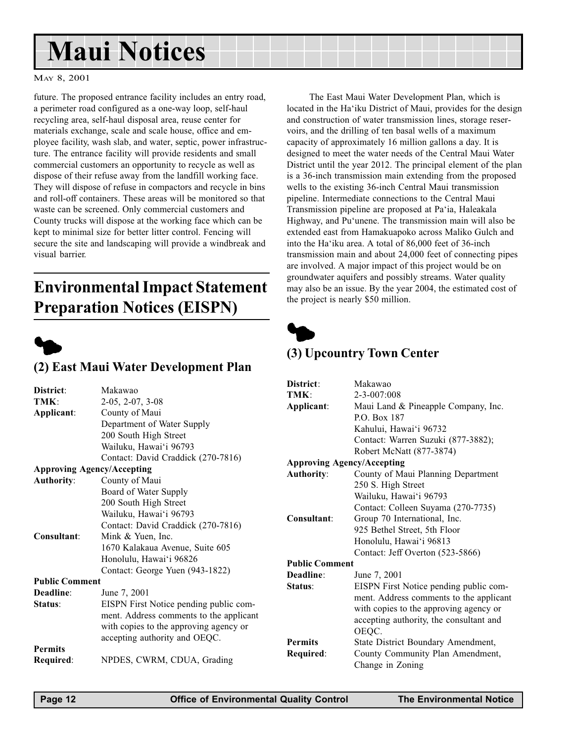future. The proposed entrance facility includes an entry road, a perimeter road configured as a one-way loop, self-haul recycling area, self-haul disposal area, reuse center for materials exchange, scale and scale house, office and employee facility, wash slab, and water, septic, power infrastructure. The entrance facility will provide residents and small commercial customers an opportunity to recycle as well as dispose of their refuse away from the landfill working face. They will dispose of refuse in compactors and recycle in bins and roll-off containers. These areas will be monitored so that waste can be screened. Only commercial customers and County trucks will dispose at the working face which can be kept to minimal size for better litter control. Fencing will secure the site and landscaping will provide a windbreak and visual barrier.

## Environmental Impact Statement Preparation Notices (EISPN)

### (2) East Maui Water Development Plan

**District**: Makawao
**TMK**: 2-05, 2-07, 3-08
**Applicant**: County of Maui
Department of Water Supply
200 South High Street
Wailuku, Hawai'i 96793
Contact: David Craddick (270-7816)
**Approving Agency/Accepting Authority**: County of Maui
Board of Water Supply
200 South High Street
Wailuku, Hawai'i 96793
Contact: David Craddick (270-7816)
**Consultant**: Mink & Yuen, Inc.
1670 Kalakaua Avenue, Suite 605
Honolulu, Hawai'i 96826
Contact: George Yuen (943-1822)
**Public Comment Deadline**: June 7, 2001
**Status**: EISPN First Notice pending public comment. Address comments to the applicant with copies to the approving agency or accepting authority and OEQC.
**Permits Required**: NPDES, CWRM, CDUA, Grading

The East Maui Water Development Plan, which is located in the Ha'iku District of Maui, provides for the design and construction of water transmission lines, storage reservoirs, and the drilling of ten basal wells of a maximum capacity of approximately 16 million gallons a day. It is designed to meet the water needs of the Central Maui Water District until the year 2012. The principal element of the plan is a 36-inch transmission main extending from the proposed wells to the existing 36-inch Central Maui transmission pipeline. Intermediate connections to the Central Maui Transmission pipeline are proposed at Pa'ia, Haleakala Highway, and Pu'unene. The transmission main will also be extended east from Hamakuapoko across Maliko Gulch and into the Ha'iku area. A total of 86,000 feet of 36-inch transmission main and about 24,000 feet of connecting pipes are involved. A major impact of this project would be on groundwater aquifers and possibly streams. Water quality may also be an issue. By the year 2004, the estimated cost of the project is nearly $50 million.

### (3) Upcountry Town Center

**District**: Makawao
**TMK**: 2-3-007:008
**Applicant**: Maui Land & Pineapple Company, Inc.
P.O. Box 187
Kahului, Hawai'i 96732
Contact: Warren Suzuki (877-3882); Robert McNatt (877-3874)
**Approving Agency/Accepting Authority**: County of Maui Planning Department
250 S. High Street
Wailuku, Hawai'i 96793
Contact: Colleen Suyama (270-7735)
**Consultant**: Group 70 International, Inc.
925 Bethel Street, 5th Floor
Honolulu, Hawai'i 96813
Contact: Jeff Overton (523-5866)
**Public Comment Deadline**: June 7, 2001
**Status**: EISPN First Notice pending public comment. Address comments to the applicant with copies to the approving agency or accepting authority, the consultant and OEQC.
**Permits Required**: State District Boundary Amendment, County Community Plan Amendment, Change in Zoning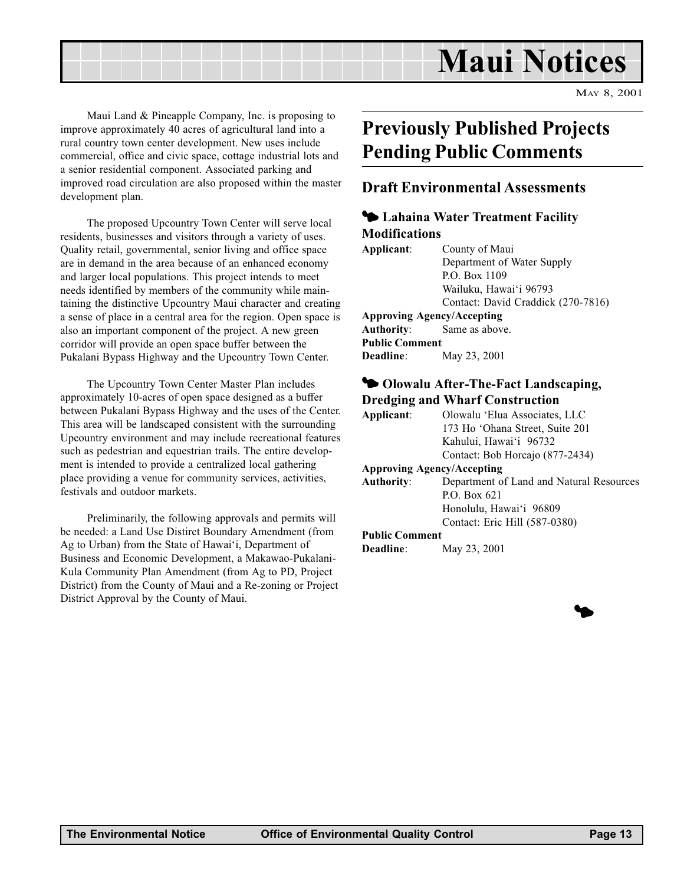Maui Land & Pineapple Company, Inc. is proposing to improve approximately 40 acres of agricultural land into a rural country town center development. New uses include commercial, office and civic space, cottage industrial lots and a senior residential component. Associated parking and improved road circulation are also proposed within the master development plan.

The proposed Upcountry Town Center will serve local residents, businesses and visitors through a variety of uses. Quality retail, governmental, senior living and office space are in demand in the area because of an enhanced economy and larger local populations. This project intends to meet needs identified by members of the community while maintaining the distinctive Upcountry Maui character and creating a sense of place in a central area for the region. Open space is also an important component of the project. A new green corridor will provide an open space buffer between the Pukalani Bypass Highway and the Upcountry Town Center.

The Upcountry Town Center Master Plan includes approximately 10-acres of open space designed as a buffer between Pukalani Bypass Highway and the uses of the Center. This area will be landscaped consistent with the surrounding Upcountry environment and may include recreational features such as pedestrian and equestrian trails. The entire development is intended to provide a centralized local gathering place providing a venue for community services, activities, festivals and outdoor markets.

Preliminarily, the following approvals and permits will be needed: a Land Use Distirct Boundary Amendment (from Ag to Urban) from the State of Hawai'i, Department of Business and Economic Development, a Makawao-Pukalani-Kula Community Plan Amendment (from Ag to PD, Project District) from the County of Maui and a Re-zoning or Project District Approval by the County of Maui.

# Previously Published Projects Pending Public Comments

## Draft Environmental Assessments

### Lahaina Water Treatment Facility Modifications

**Applicant**: County of Maui
Department of Water Supply
P.O. Box 1109
Wailuku, Hawai'i 96793
Contact: David Craddick (270-7816)

**Approving Agency/Accepting Authority**: Same as above.

**Public Comment Deadline**: May 23, 2001

### Olowalu After-The-Fact Landscaping, Dredging and Wharf Construction

**Applicant**: Olowalu 'Elua Associates, LLC
173 Ho 'Ohana Street, Suite 201
Kahului, Hawai'i 96732
Contact: Bob Horcajo (877-2434)

**Approving Agency/Accepting Authority**: Department of Land and Natural Resources
P.O. Box 621
Honolulu, Hawai'i 96809
Contact: Eric Hill (587-0380)

**Public Comment Deadline**: May 23, 2001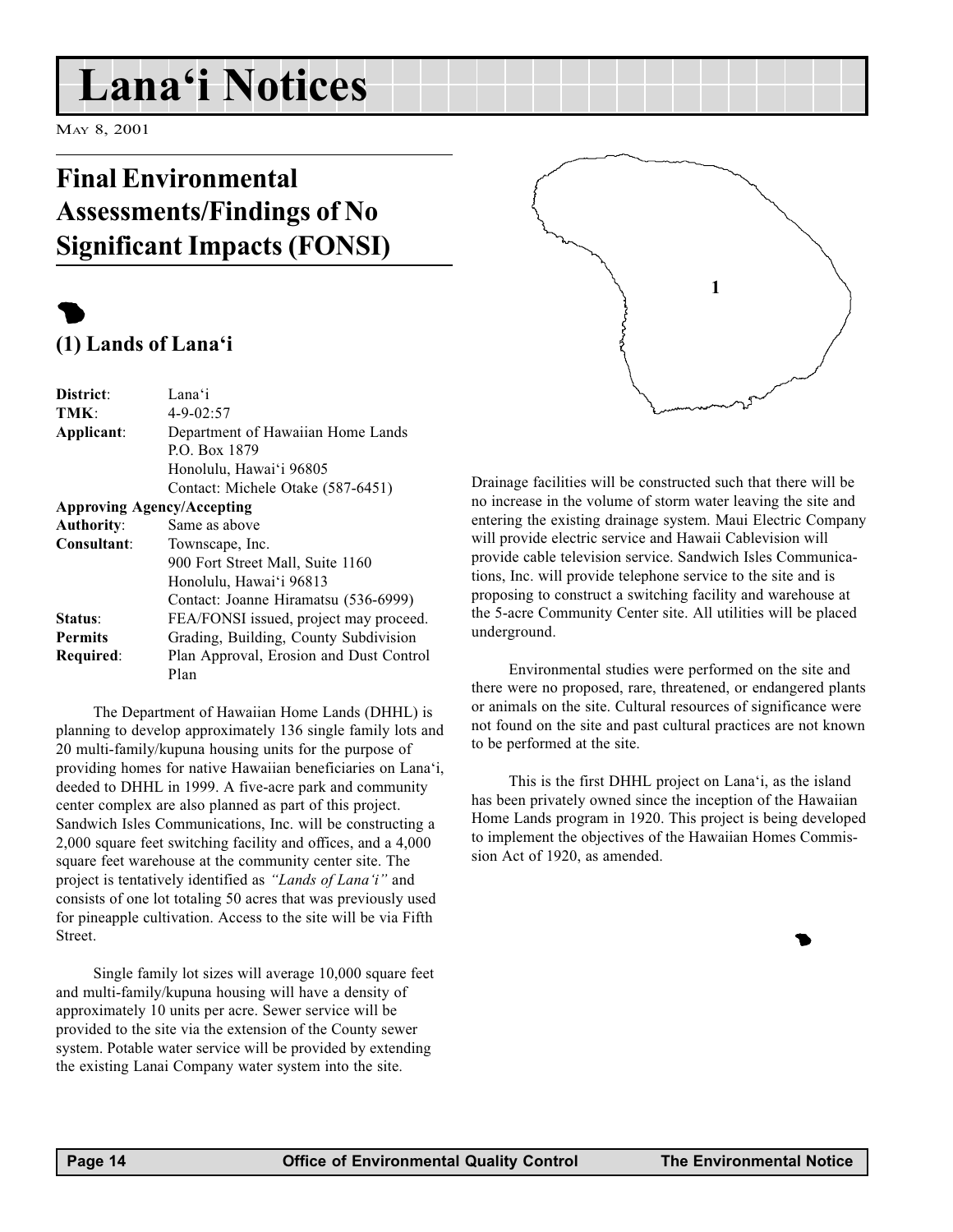# Lana'i Notices

May 8, 2001

## Final Environmental Assessments/Findings of No Significant Impacts (FONSI)

### (1) Lands of Lana'i

| | |
|---|---|
| **District**: | Lana'i |
| **TMK**: | 4-9-02:57 |
| **Applicant**: | Department of Hawaiian Home Lands<br>P.O. Box 1879<br>Honolulu, Hawai'i 96805<br>Contact: Michele Otake (587-6451) |
| **Approving Agency/Accepting Authority**: | Same as above |
| **Consultant**: | Townscape, Inc.<br>900 Fort Street Mall, Suite 1160<br>Honolulu, Hawai'i 96813<br>Contact: Joanne Hiramatsu (536-6999) |
| **Status**: | FEA/FONSI issued, project may proceed. |
| **Permits Required**: | Grading, Building, County Subdivision Plan Approval, Erosion and Dust Control Plan |

The Department of Hawaiian Home Lands (DHHL) is planning to develop approximately 136 single family lots and 20 multi-family/kupuna housing units for the purpose of providing homes for native Hawaiian beneficiaries on Lana'i, deeded to DHHL in 1999. A five-acre park and community center complex are also planned as part of this project. Sandwich Isles Communications, Inc. will be constructing a 2,000 square feet switching facility and offices, and a 4,000 square feet warehouse at the community center site. The project is tentatively identified as *"Lands of Lana'i"* and consists of one lot totaling 50 acres that was previously used for pineapple cultivation. Access to the site will be via Fifth Street.

Single family lot sizes will average 10,000 square feet and multi-family/kupuna housing will have a density of approximately 10 units per acre. Sewer service will be provided to the site via the extension of the County sewer system. Potable water service will be provided by extending the existing Lanai Company water system into the site. Drainage facilities will be constructed such that there will be no increase in the volume of storm water leaving the site and entering the existing drainage system. Maui Electric Company will provide electric service and Hawaii Cablevision will provide cable television service. Sandwich Isles Communications, Inc. will provide telephone service to the site and is proposing to construct a switching facility and warehouse at the 5-acre Community Center site. All utilities will be placed underground.

Environmental studies were performed on the site and there were no proposed, rare, threatened, or endangered plants or animals on the site. Cultural resources of significance were not found on the site and past cultural practices are not known to be performed at the site.

This is the first DHHL project on Lana'i, as the island has been privately owned since the inception of the Hawaiian Home Lands program in 1920. This project is being developed to implement the objectives of the Hawaiian Homes Commission Act of 1920, as amended.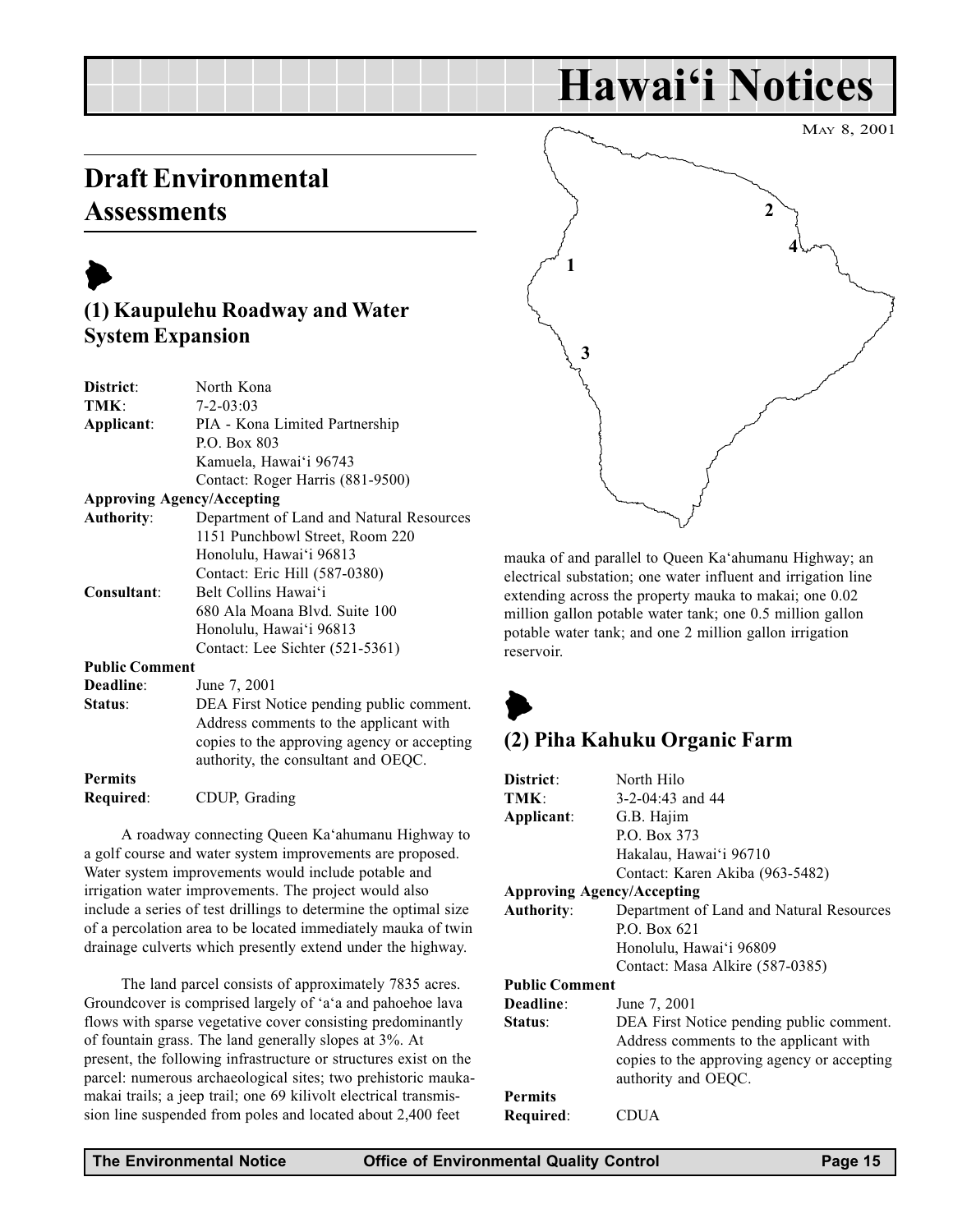# Hawai'i Notices

May 8, 2001

## Draft Environmental Assessments

### (1) Kaupulehu Roadway and Water System Expansion

**District**: North Kona
**TMK**: 7-2-03:03
**Applicant**: PIA - Kona Limited Partnership
P.O. Box 803
Kamuela, Hawai'i 96743
Contact: Roger Harris (881-9500)
**Approving Agency/Accepting Authority**: Department of Land and Natural Resources
1151 Punchbowl Street, Room 220
Honolulu, Hawai'i 96813
Contact: Eric Hill (587-0380)
**Consultant**: Belt Collins Hawai'i
680 Ala Moana Blvd. Suite 100
Honolulu, Hawai'i 96813
Contact: Lee Sichter (521-5361)
**Public Comment Deadline**: June 7, 2001
**Status**: DEA First Notice pending public comment. Address comments to the applicant with copies to the approving agency or accepting authority, the consultant and OEQC.
**Permits Required**: CDUP, Grading

A roadway connecting Queen Ka'ahumanu Highway to a golf course and water system improvements are proposed. Water system improvements would include potable and irrigation water improvements. The project would also include a series of test drillings to determine the optimal size of a percolation area to be located immediately mauka of twin drainage culverts which presently extend under the highway.

The land parcel consists of approximately 7835 acres. Groundcover is comprised largely of 'a'a and pahoehoe lava flows with sparse vegetative cover consisting predominantly of fountain grass. The land generally slopes at 3%. At present, the following infrastructure or structures exist on the parcel: numerous archaeological sites; two prehistoric mauka-makai trails; a jeep trail; one 69 kilivolt electrical transmission line suspended from poles and located about 2,400 feet mauka of and parallel to Queen Ka'ahumanu Highway; an electrical substation; one water influent and irrigation line extending across the property mauka to makai; one 0.02 million gallon potable water tank; one 0.5 million gallon potable water tank; and one 2 million gallon irrigation reservoir.

### (2) Piha Kahuku Organic Farm

**District**: North Hilo
**TMK**: 3-2-04:43 and 44
**Applicant**: G.B. Hajim
P.O. Box 373
Hakalau, Hawai'i 96710
Contact: Karen Akiba (963-5482)
**Approving Agency/Accepting Authority**: Department of Land and Natural Resources
P.O. Box 621
Honolulu, Hawai'i 96809
Contact: Masa Alkire (587-0385)
**Public Comment Deadline**: June 7, 2001
**Status**: DEA First Notice pending public comment. Address comments to the applicant with copies to the approving agency or accepting authority and OEQC.
**Permits Required**: CDUA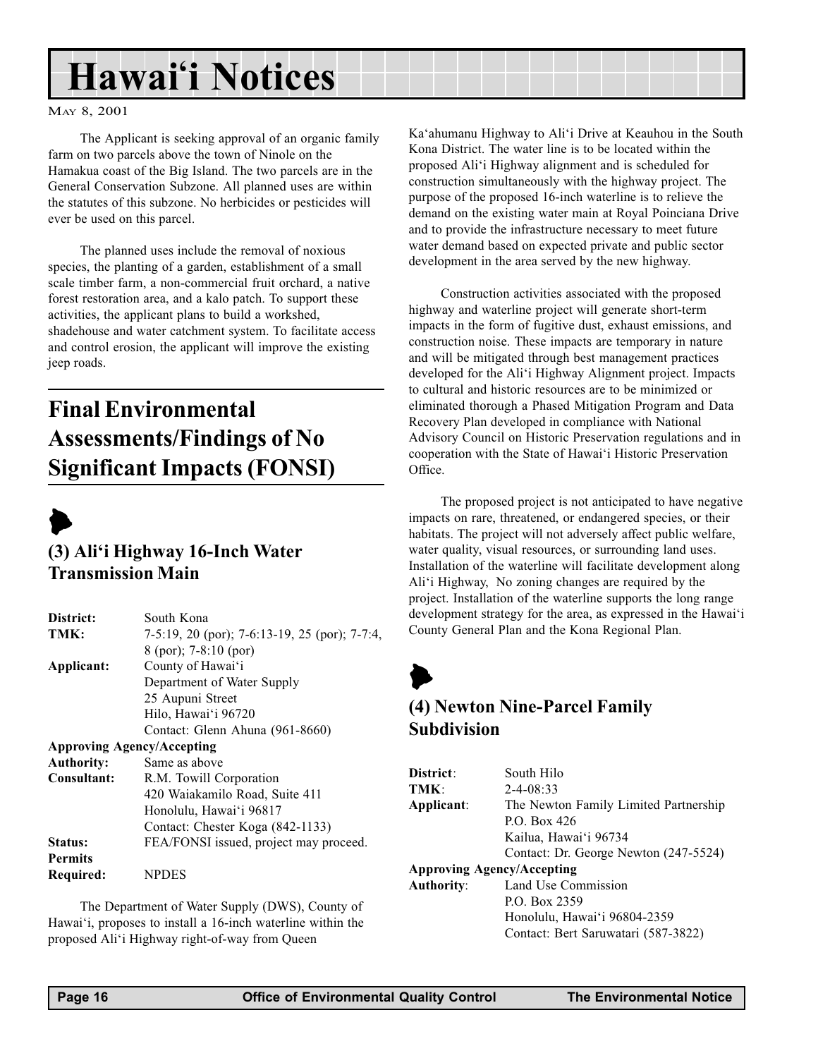The Applicant is seeking approval of an organic family farm on two parcels above the town of Ninole on the Hamakua coast of the Big Island. The two parcels are in the General Conservation Subzone. All planned uses are within the statutes of this subzone. No herbicides or pesticides will ever be used on this parcel.

The planned uses include the removal of noxious species, the planting of a garden, establishment of a small scale timber farm, a non-commercial fruit orchard, a native forest restoration area, and a kalo patch. To support these activities, the applicant plans to build a workshed, shadehouse and water catchment system. To facilitate access and control erosion, the applicant will improve the existing jeep roads.

## Final Environmental Assessments/Findings of No Significant Impacts (FONSI)

### (3) Ali'i Highway 16-Inch Water Transmission Main

**District:** South Kona
**TMK:** 7-5:19, 20 (por); 7-6:13-19, 25 (por); 7-7:4, 8 (por); 7-8:10 (por)
**Applicant:** County of Hawai'i
Department of Water Supply
25 Aupuni Street
Hilo, Hawai'i 96720
Contact: Glenn Ahuna (961-8660)
**Approving Agency/Accepting Authority:** Same as above
**Consultant:** R.M. Towill Corporation
420 Waiakamilo Road, Suite 411
Honolulu, Hawai'i 96817
Contact: Chester Koga (842-1133)
**Status:** FEA/FONSI issued, project may proceed.
**Permits Required:** NPDES

The Department of Water Supply (DWS), County of Hawai'i, proposes to install a 16-inch waterline within the proposed Ali'i Highway right-of-way from Queen Ka'ahumanu Highway to Ali'i Drive at Keauhou in the South Kona District. The water line is to be located within the proposed Ali'i Highway alignment and is scheduled for construction simultaneously with the highway project. The purpose of the proposed 16-inch waterline is to relieve the demand on the existing water main at Royal Poinciana Drive and to provide the infrastructure necessary to meet future water demand based on expected private and public sector development in the area served by the new highway.

Construction activities associated with the proposed highway and waterline project will generate short-term impacts in the form of fugitive dust, exhaust emissions, and construction noise. These impacts are temporary in nature and will be mitigated through best management practices developed for the Ali'i Highway Alignment project. Impacts to cultural and historic resources are to be minimized or eliminated thorough a Phased Mitigation Program and Data Recovery Plan developed in compliance with National Advisory Council on Historic Preservation regulations and in cooperation with the State of Hawai'i Historic Preservation Office.

The proposed project is not anticipated to have negative impacts on rare, threatened, or endangered species, or their habitats. The project will not adversely affect public welfare, water quality, visual resources, or surrounding land uses. Installation of the waterline will facilitate development along Ali'i Highway, No zoning changes are required by the project. Installation of the waterline supports the long range development strategy for the area, as expressed in the Hawai'i County General Plan and the Kona Regional Plan.

### (4) Newton Nine-Parcel Family Subdivision

**District**: South Hilo
**TMK**: 2-4-08:33
**Applicant**: The Newton Family Limited Partnership
P.O. Box 426
Kailua, Hawai'i 96734
Contact: Dr. George Newton (247-5524)
**Approving Agency/Accepting Authority**: Land Use Commission
P.O. Box 2359
Honolulu, Hawai'i 96804-2359
Contact: Bert Saruwatari (587-3822)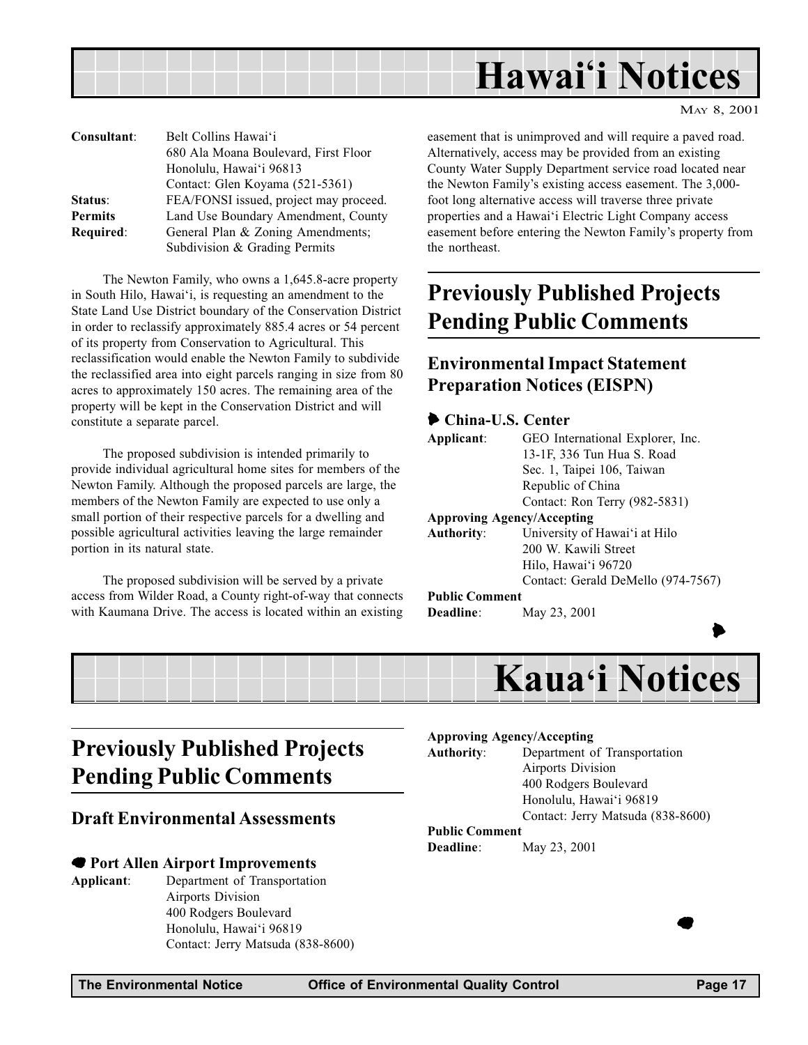# Hawai'i Notices

MAY 8, 2001

**Consultant**: Belt Collins Hawai'i
680 Ala Moana Boulevard, First Floor
Honolulu, Hawai'i 96813
Contact: Glen Koyama (521-5361)

**Status**: FEA/FONSI issued, project may proceed.

**Permits Required**: Land Use Boundary Amendment, County General Plan & Zoning Amendments; Subdivision & Grading Permits

The Newton Family, who owns a 1,645.8-acre property in South Hilo, Hawai'i, is requesting an amendment to the State Land Use District boundary of the Conservation District in order to reclassify approximately 885.4 acres or 54 percent of its property from Conservation to Agricultural. This reclassification would enable the Newton Family to subdivide the reclassified area into eight parcels ranging in size from 80 acres to approximately 150 acres. The remaining area of the property will be kept in the Conservation District and will constitute a separate parcel.

The proposed subdivision is intended primarily to provide individual agricultural home sites for members of the Newton Family. Although the proposed parcels are large, the members of the Newton Family are expected to use only a small portion of their respective parcels for a dwelling and possible agricultural activities leaving the large remainder portion in its natural state.

The proposed subdivision will be served by a private access from Wilder Road, a County right-of-way that connects with Kaumana Drive. The access is located within an existing easement that is unimproved and will require a paved road. Alternatively, access may be provided from an existing County Water Supply Department service road located near the Newton Family's existing access easement. The 3,000-foot long alternative access will traverse three private properties and a Hawai'i Electric Light Company access easement before entering the Newton Family's property from the northeast.

## Previously Published Projects Pending Public Comments

### Environmental Impact Statement Preparation Notices (EISPN)

#### China-U.S. Center

**Applicant**: GEO International Explorer, Inc.
13-1F, 336 Tun Hua S. Road
Sec. 1, Taipei 106, Taiwan
Republic of China
Contact: Ron Terry (982-5831)

**Approving Agency/Accepting Authority**: University of Hawai'i at Hilo
200 W. Kawili Street
Hilo, Hawai'i 96720
Contact: Gerald DeMello (974-7567)

**Public Comment Deadline**: May 23, 2001

# Kaua'i Notices

## Previously Published Projects Pending Public Comments

### Draft Environmental Assessments

#### Port Allen Airport Improvements

**Applicant**: Department of Transportation
Airports Division
400 Rodgers Boulevard
Honolulu, Hawai'i 96819
Contact: Jerry Matsuda (838-8600)

**Approving Agency/Accepting Authority**: Department of Transportation
Airports Division
400 Rodgers Boulevard
Honolulu, Hawai'i 96819
Contact: Jerry Matsuda (838-8600)

**Public Comment Deadline**: May 23, 2001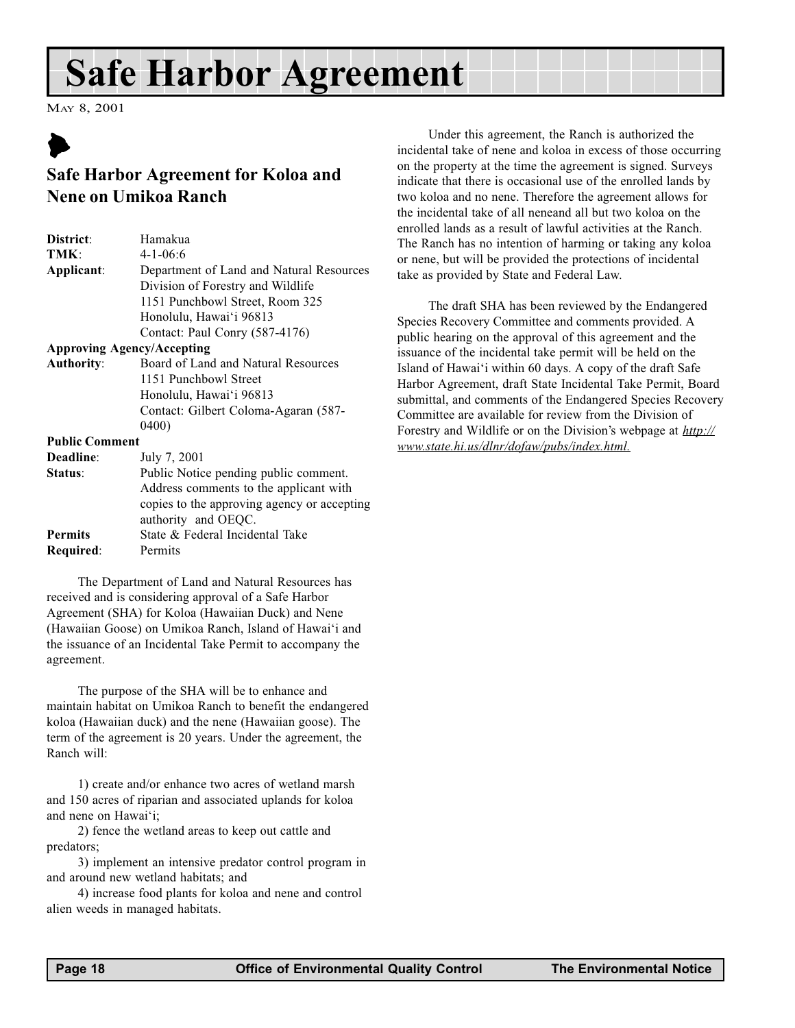# Safe Harbor Agreement

May 8, 2001

## Safe Harbor Agreement for Koloa and Nene on Umikoa Ranch

**District**: Hamakua
**TMK**: 4-1-06:6
**Applicant**: Department of Land and Natural Resources
Division of Forestry and Wildlife
1151 Punchbowl Street, Room 325
Honolulu, Hawai'i 96813
Contact: Paul Conry (587-4176)

**Approving Agency/Accepting**
**Authority**: Board of Land and Natural Resources
1151 Punchbowl Street
Honolulu, Hawai'i 96813
Contact: Gilbert Coloma-Agaran (587-0400)

**Public Comment**
**Deadline**: July 7, 2001
**Status**: Public Notice pending public comment. Address comments to the applicant with copies to the approving agency or accepting authority and OEQC.
**Permits Required**: State & Federal Incidental Take Permits

The Department of Land and Natural Resources has received and is considering approval of a Safe Harbor Agreement (SHA) for Koloa (Hawaiian Duck) and Nene (Hawaiian Goose) on Umikoa Ranch, Island of Hawai'i and the issuance of an Incidental Take Permit to accompany the agreement.

The purpose of the SHA will be to enhance and maintain habitat on Umikoa Ranch to benefit the endangered koloa (Hawaiian duck) and the nene (Hawaiian goose). The term of the agreement is 20 years. Under the agreement, the Ranch will:

1) create and/or enhance two acres of wetland marsh and 150 acres of riparian and associated uplands for koloa and nene on Hawai'i;
2) fence the wetland areas to keep out cattle and predators;
3) implement an intensive predator control program in and around new wetland habitats; and
4) increase food plants for koloa and nene and control alien weeds in managed habitats.

Under this agreement, the Ranch is authorized the incidental take of nene and koloa in excess of those occurring on the property at the time the agreement is signed. Surveys indicate that there is occasional use of the enrolled lands by two koloa and no nene. Therefore the agreement allows for the incidental take of all neneand all but two koloa on the enrolled lands as a result of lawful activities at the Ranch. The Ranch has no intention of harming or taking any koloa or nene, but will be provided the protections of incidental take as provided by State and Federal Law.

The draft SHA has been reviewed by the Endangered Species Recovery Committee and comments provided. A public hearing on the approval of this agreement and the issuance of the incidental take permit will be held on the Island of Hawai'i within 60 days. A copy of the draft Safe Harbor Agreement, draft State Incidental Take Permit, Board submittal, and comments of the Endangered Species Recovery Committee are available for review from the Division of Forestry and Wildlife or on the Division's webpage at *http://www.state.hi.us/dlnr/dofaw/pubs/index.html.*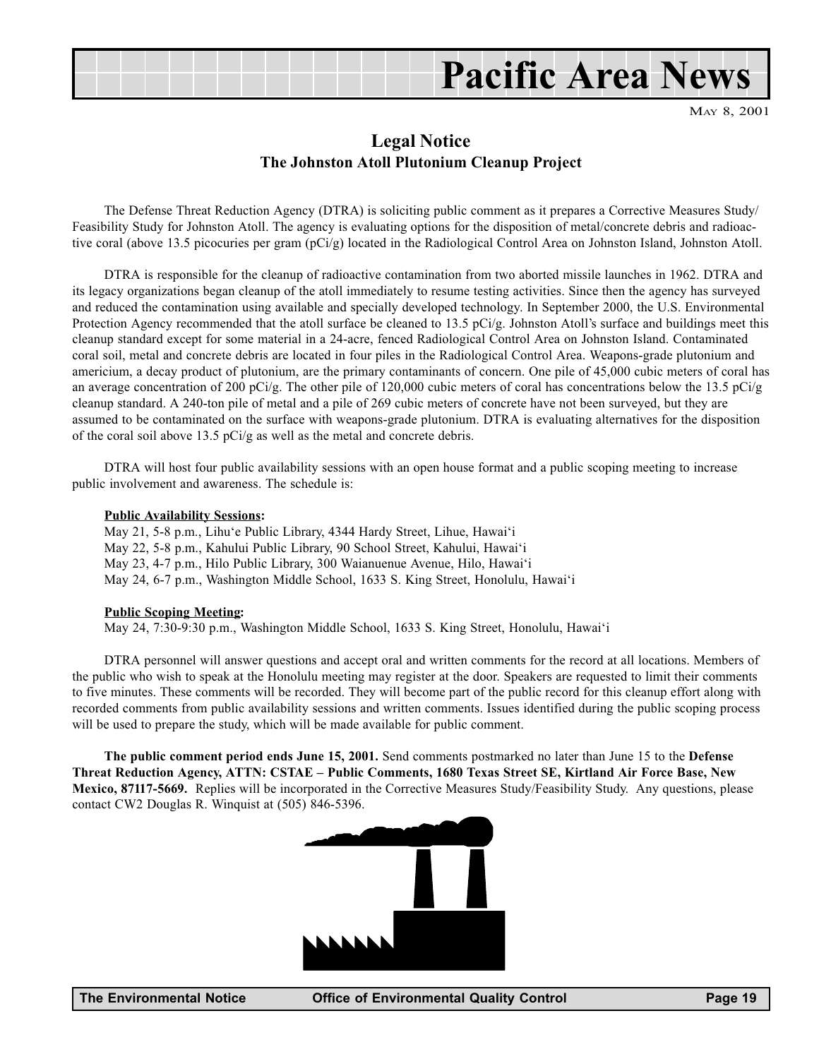# Pacific Area News

May 8, 2001

## Legal Notice

### The Johnston Atoll Plutonium Cleanup Project

The Defense Threat Reduction Agency (DTRA) is soliciting public comment as it prepares a Corrective Measures Study/ Feasibility Study for Johnston Atoll. The agency is evaluating options for the disposition of metal/concrete debris and radioactive coral (above 13.5 picocuries per gram (pCi/g) located in the Radiological Control Area on Johnston Island, Johnston Atoll.

DTRA is responsible for the cleanup of radioactive contamination from two aborted missile launches in 1962. DTRA and its legacy organizations began cleanup of the atoll immediately to resume testing activities. Since then the agency has surveyed and reduced the contamination using available and specially developed technology. In September 2000, the U.S. Environmental Protection Agency recommended that the atoll surface be cleaned to 13.5 pCi/g. Johnston Atoll's surface and buildings meet this cleanup standard except for some material in a 24-acre, fenced Radiological Control Area on Johnston Island. Contaminated coral soil, metal and concrete debris are located in four piles in the Radiological Control Area. Weapons-grade plutonium and americium, a decay product of plutonium, are the primary contaminants of concern. One pile of 45,000 cubic meters of coral has an average concentration of 200 pCi/g. The other pile of 120,000 cubic meters of coral has concentrations below the 13.5 pCi/g cleanup standard. A 240-ton pile of metal and a pile of 269 cubic meters of concrete have not been surveyed, but they are assumed to be contaminated on the surface with weapons-grade plutonium. DTRA is evaluating alternatives for the disposition of the coral soil above 13.5 pCi/g as well as the metal and concrete debris.

DTRA will host four public availability sessions with an open house format and a public scoping meeting to increase public involvement and awareness. The schedule is:

**Public Availability Sessions:**

May 21, 5-8 p.m., Lihu'e Public Library, 4344 Hardy Street, Lihue, Hawai'i
May 22, 5-8 p.m., Kahului Public Library, 90 School Street, Kahului, Hawai'i
May 23, 4-7 p.m., Hilo Public Library, 300 Waianuenue Avenue, Hilo, Hawai'i
May 24, 6-7 p.m., Washington Middle School, 1633 S. King Street, Honolulu, Hawai'i

**Public Scoping Meeting:**

May 24, 7:30-9:30 p.m., Washington Middle School, 1633 S. King Street, Honolulu, Hawai'i

DTRA personnel will answer questions and accept oral and written comments for the record at all locations. Members of the public who wish to speak at the Honolulu meeting may register at the door. Speakers are requested to limit their comments to five minutes. These comments will be recorded. They will become part of the public record for this cleanup effort along with recorded comments from public availability sessions and written comments. Issues identified during the public scoping process will be used to prepare the study, which will be made available for public comment.

**The public comment period ends June 15, 2001.** Send comments postmarked no later than June 15 to the **Defense Threat Reduction Agency, ATTN: CSTAE – Public Comments, 1680 Texas Street SE, Kirtland Air Force Base, New Mexico, 87117-5669.** Replies will be incorporated in the Corrective Measures Study/Feasibility Study. Any questions, please contact CW2 Douglas R. Winquist at (505) 846-5396.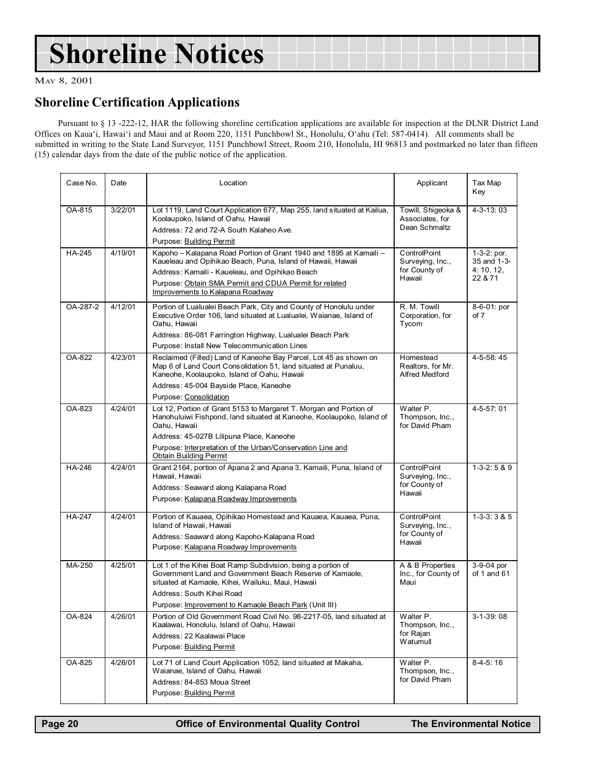# Shoreline Notices

MAY 8, 2001

## Shoreline Certification Applications

Pursuant to § 13 -222-12, HAR the following shoreline certification applications are available for inspection at the DLNR District Land Offices on Kaua'i, Hawai'i and Maui and at Room 220, 1151 Punchbowl St., Honolulu, O'ahu (Tel: 587-0414). All comments shall be submitted in writing to the State Land Surveyor, 1151 Punchbowl Street, Room 210, Honolulu, HI 96813 and postmarked no later than fifteen (15) calendar days from the date of the public notice of the application.

| Case No. | Date | Location | Applicant | Tax Map Key |
|---|---|---|---|---|
| OA-815 | 3/22/01 | Lot 1119, Land Court Application 677, Map 255, land situated at Kailua, Koolaupoko, Island of Oahu, Hawaii<br>Address: 72 and 72-A South Kalaheo Ave.<br>Purpose: Building Permit | Towill, Shigeoka & Associates, for Dean Schmaltz | 4-3-13: 03 |
| HA-245 | 4/19/01 | Kapoho – Kalapana Road Portion of Grant 1940 and 1895 at Kamaili – Kaueleau and Opihikao Beach, Puna, Island of Hawaii, Hawaii<br>Address: Kamaili - Kaueleau, and Opihikao Beach<br>Purpose: Obtain SMA Permit and CDUA Permit for related Improvements to Kalapana Roadway | ControlPoint Surveying, Inc., for County of Hawaii | 1-3-2: por. 35 and 1-3-4: 10, 12, 22 & 71 |
| OA-287-2 | 4/12/01 | Portion of Lualualei Beach Park, City and County of Honolulu under Executive Order 106, land situated at Lualualei, Waianae, Island of Oahu, Hawaii<br>Address: 86-081 Farrington Highway, Lualualei Beach Park<br>Purpose: Install New Telecommunication Lines | R. M. Towill Corporation, for Tycom | 8-6-01: por of 7 |
| OA-822 | 4/23/01 | Reclaimed (Filled) Land of Kaneohe Bay Parcel, Lot 45 as shown on Map 6 of Land Court Consolidation 51, land situated at Punaluu, Kaneohe, Koolaupoko, Island of Oahu, Hawaii<br>Address: 45-004 Bayside Place, Kaneohe<br>Purpose: Consolidation | Homestead Realtors, for Mr. Alfred Medford | 4-5-58: 45 |
| OA-823 | 4/24/01 | Lot 12, Portion of Grant 5153 to Margaret T. Morgan and Portion of Hanohuluiwi Fishpond, land situated at Kaneohe, Koolaupoko, Island of Oahu, Hawaii<br>Address: 45-027B Lilipuna Place, Kaneohe<br>Purpose: Interpretation of the Urban/Conservation Line and Obtain Building Permit | Walter P. Thompson, Inc., for David Pham | 4-5-57: 01 |
| HA-246 | 4/24/01 | Grant 2164, portion of Apana 2 and Apana 3, Kamaili, Puna, Island of Hawaii, Hawaii<br>Address: Seaward along Kalapana Road<br>Purpose: Kalapana Roadway Improvements | ControlPoint Surveying, Inc., for County of Hawaii | 1-3-2: 5 & 9 |
| HA-247 | 4/24/01 | Portion of Kauaea, Opihikao Homestead and Kauaea, Kauaea, Puna, Island of Hawaii, Hawaii<br>Address: Seaward along Kapoho-Kalapana Road<br>Purpose: Kalapana Roadway Improvements | ControlPoint Surveying, Inc., for County of Hawaii | 1-3-3: 3 & 5 |
| MA-250 | 4/25/01 | Lot 1 of the Kihei Boat Ramp Subdivision, being a portion of Government Land and Government Beach Reserve of Kamaole, situated at Kamaole, Kihei, Wailuku, Maui, Hawaii<br>Address: South Kihei Road<br>Purpose: Improvement to Kamaole Beach Park (Unit III) | A & B Properties Inc., for County of Maui | 3-9-04 por of 1 and 61 |
| OA-824 | 4/26/01 | Portion of Old Government Road Civil No. 98-2217-05, land situated at Kaalawai, Honolulu, Island of Oahu, Hawaii<br>Address: 22 Kaalawai Place<br>Purpose: Building Permit | Walter P. Thompson, Inc., for Rajan Watumull | 3-1-39: 08 |
| OA-825 | 4/26/01 | Lot 71 of Land Court Application 1052, land situated at Makaha, Waianae, Island of Oahu, Hawaii<br>Address: 84-853 Moua Street<br>Purpose: Building Permit | Walter P. Thompson, Inc., for David Pham | 8-4-5: 16 |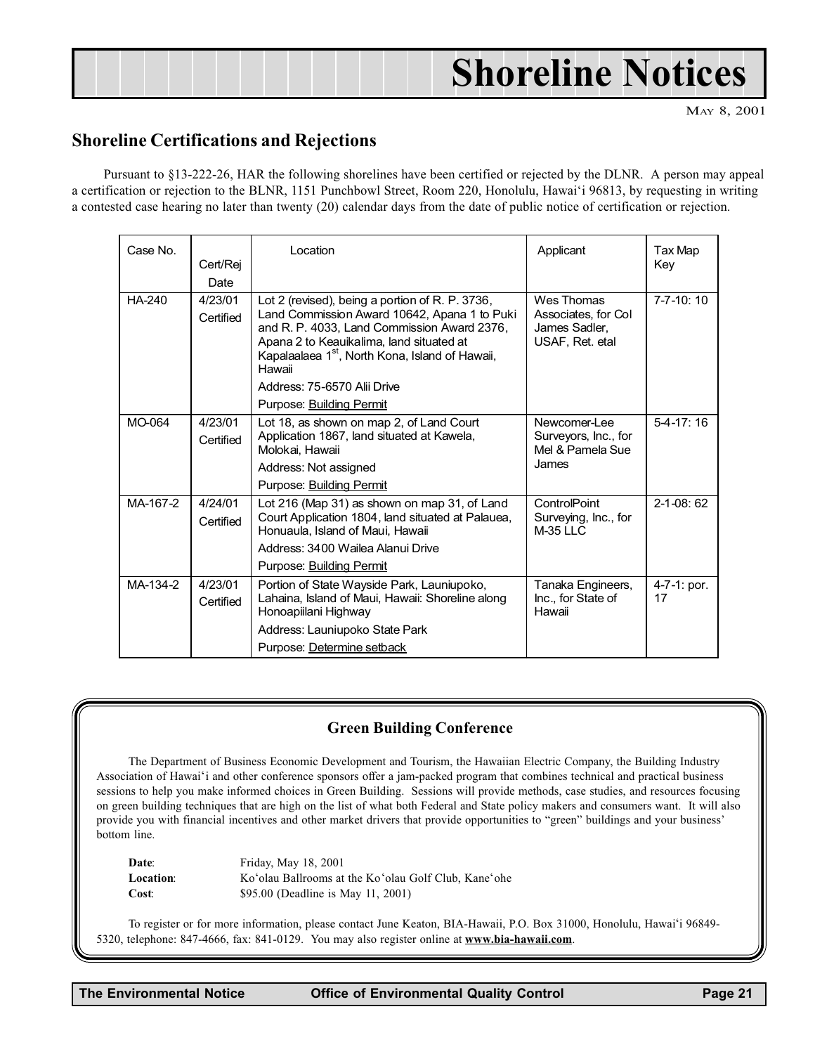# Shoreline Notices

May 8, 2001

## Shoreline Certifications and Rejections

Pursuant to §13-222-26, HAR the following shorelines have been certified or rejected by the DLNR. A person may appeal a certification or rejection to the BLNR, 1151 Punchbowl Street, Room 220, Honolulu, Hawai'i 96813, by requesting in writing a contested case hearing no later than twenty (20) calendar days from the date of public notice of certification or rejection.

| Case No. | Cert/Rej Date | Location | Applicant | Tax Map Key |
|---|---|---|---|---|
| HA-240 | 4/23/01 Certified | Lot 2 (revised), being a portion of R. P. 3736, Land Commission Award 10642, Apana 1 to Puki and R. P. 4033, Land Commission Award 2376, Apana 2 to Keauikalima, land situated at Kapalaalaea 1st, North Kona, Island of Hawaii, Hawaii<br>Address: 75-6570 Alii Drive<br>Purpose: Building Permit | Wes Thomas Associates, for Col James Sadler, USAF, Ret. etal | 7-7-10: 10 |
| MO-064 | 4/23/01 Certified | Lot 18, as shown on map 2, of Land Court Application 1867, land situated at Kawela, Molokai, Hawaii<br>Address: Not assigned<br>Purpose: Building Permit | Newcomer-Lee Surveyors, Inc., for Mel & Pamela Sue James | 5-4-17: 16 |
| MA-167-2 | 4/24/01 Certified | Lot 216 (Map 31) as shown on map 31, of Land Court Application 1804, land situated at Palauea, Honuaula, Island of Maui, Hawaii<br>Address: 3400 Wailea Alanui Drive<br>Purpose: Building Permit | ControlPoint Surveying, Inc., for M-35 LLC | 2-1-08: 62 |
| MA-134-2 | 4/23/01 Certified | Portion of State Wayside Park, Launiupoko, Lahaina, Island of Maui, Hawaii: Shoreline along Honoapiilani Highway<br>Address: Launiupoko State Park<br>Purpose: Determine setback | Tanaka Engineers, Inc., for State of Hawaii | 4-7-1: por. 17 |

### Green Building Conference

The Department of Business Economic Development and Tourism, the Hawaiian Electric Company, the Building Industry Association of Hawai'i and other conference sponsors offer a jam-packed program that combines technical and practical business sessions to help you make informed choices in Green Building. Sessions will provide methods, case studies, and resources focusing on green building techniques that are high on the list of what both Federal and State policy makers and consumers want. It will also provide you with financial incentives and other market drivers that provide opportunities to "green" buildings and your business' bottom line.

**Date**: Friday, May 18, 2001
**Location**: Ko'olau Ballrooms at the Ko'olau Golf Club, Kane'ohe
**Cost**: $95.00 (Deadline is May 11, 2001)

To register or for more information, please contact June Keaton, BIA-Hawaii, P.O. Box 31000, Honolulu, Hawai'i 96849-5320, telephone: 847-4666, fax: 841-0129. You may also register online at **www.bia-hawaii.com**.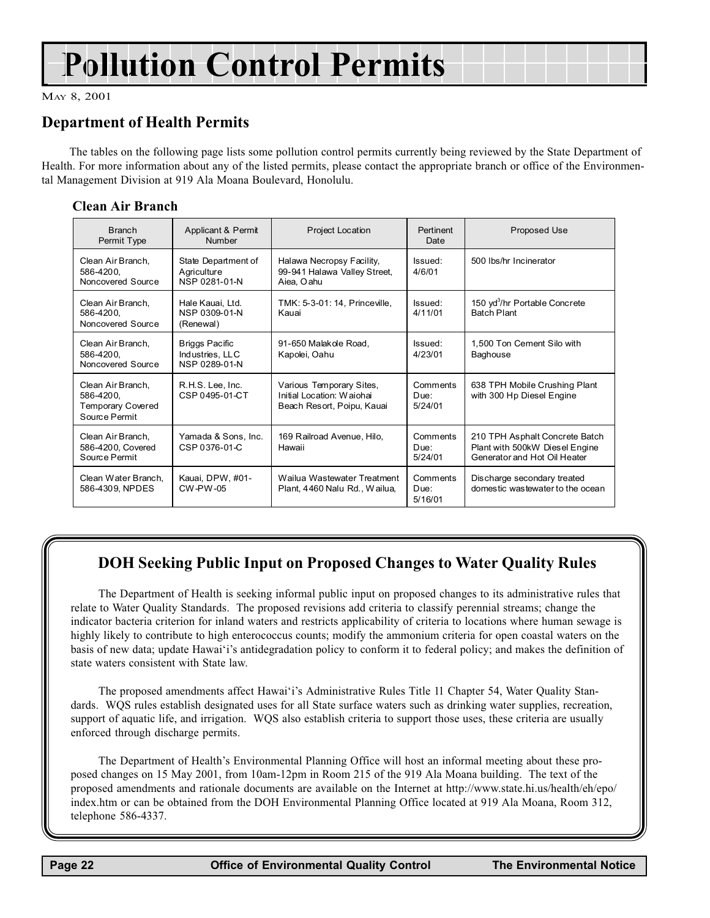# Pollution Control Permits

May 8, 2001

## Department of Health Permits

The tables on the following page lists some pollution control permits currently being reviewed by the State Department of Health. For more information about any of the listed permits, please contact the appropriate branch or office of the Environmental Management Division at 919 Ala Moana Boulevard, Honolulu.

### Clean Air Branch

| Branch Permit Type | Applicant & Permit Number | Project Location | Pertinent Date | Proposed Use |
|---|---|---|---|---|
| Clean Air Branch, 586-4200, Noncovered Source | State Department of Agriculture NSP 0281-01-N | Halawa Necropsy Facility, 99-941 Halawa Valley Street, Aiea, Oahu | Issued: 4/6/01 | 500 lbs/hr Incinerator |
| Clean Air Branch, 586-4200, Noncovered Source | Hale Kauai, Ltd. NSP 0309-01-N (Renewal) | TMK: 5-3-01: 14, Princeville, Kauai | Issued: 4/11/01 | 150 $yd^3$/hr Portable Concrete Batch Plant |
| Clean Air Branch, 586-4200, Noncovered Source | Briggs Pacific Industries, LLC NSP 0289-01-N | 91-650 Malakole Road, Kapolei, Oahu | Issued: 4/23/01 | 1,500 Ton Cement Silo with Baghouse |
| Clean Air Branch, 586-4200, Temporary Covered Source Permit | R.H.S. Lee, Inc. CSP 0495-01-CT | Various Temporary Sites, Initial Location: Waiohai Beach Resort, Poipu, Kauai | Comments Due: 5/24/01 | 638 TPH Mobile Crushing Plant with 300 Hp Diesel Engine |
| Clean Air Branch, 586-4200, Covered Source Permit | Yamada & Sons, Inc. CSP 0376-01-C | 169 Railroad Avenue, Hilo, Hawaii | Comments Due: 5/24/01 | 210 TPH Asphalt Concrete Batch Plant with 500kW Diesel Engine Generator and Hot Oil Heater |
| Clean Water Branch, 586-4309, NPDES | Kauai, DPW, #01-CW-PW-05 | Wailua Wastewater Treatment Plant, 4460 Nalu Rd., Wailua, | Comments Due: 5/16/01 | Discharge secondary treated domestic wastewater to the ocean |

## DOH Seeking Public Input on Proposed Changes to Water Quality Rules

The Department of Health is seeking informal public input on proposed changes to its administrative rules that relate to Water Quality Standards. The proposed revisions add criteria to classify perennial streams; change the indicator bacteria criterion for inland waters and restricts applicability of criteria to locations where human sewage is highly likely to contribute to high enterococcus counts; modify the ammonium criteria for open coastal waters on the basis of new data; update Hawai'i's antidegradation policy to conform it to federal policy; and makes the definition of state waters consistent with State law.

The proposed amendments affect Hawai'i's Administrative Rules Title 11 Chapter 54, Water Quality Standards. WQS rules establish designated uses for all State surface waters such as drinking water supplies, recreation, support of aquatic life, and irrigation. WQS also establish criteria to support those uses, these criteria are usually enforced through discharge permits.

The Department of Health's Environmental Planning Office will host an informal meeting about these proposed changes on 15 May 2001, from 10am-12pm in Room 215 of the 919 Ala Moana building. The text of the proposed amendments and rationale documents are available on the Internet at http://www.state.hi.us/health/eh/epo/index.htm or can be obtained from the DOH Environmental Planning Office located at 919 Ala Moana, Room 312, telephone 586-4337.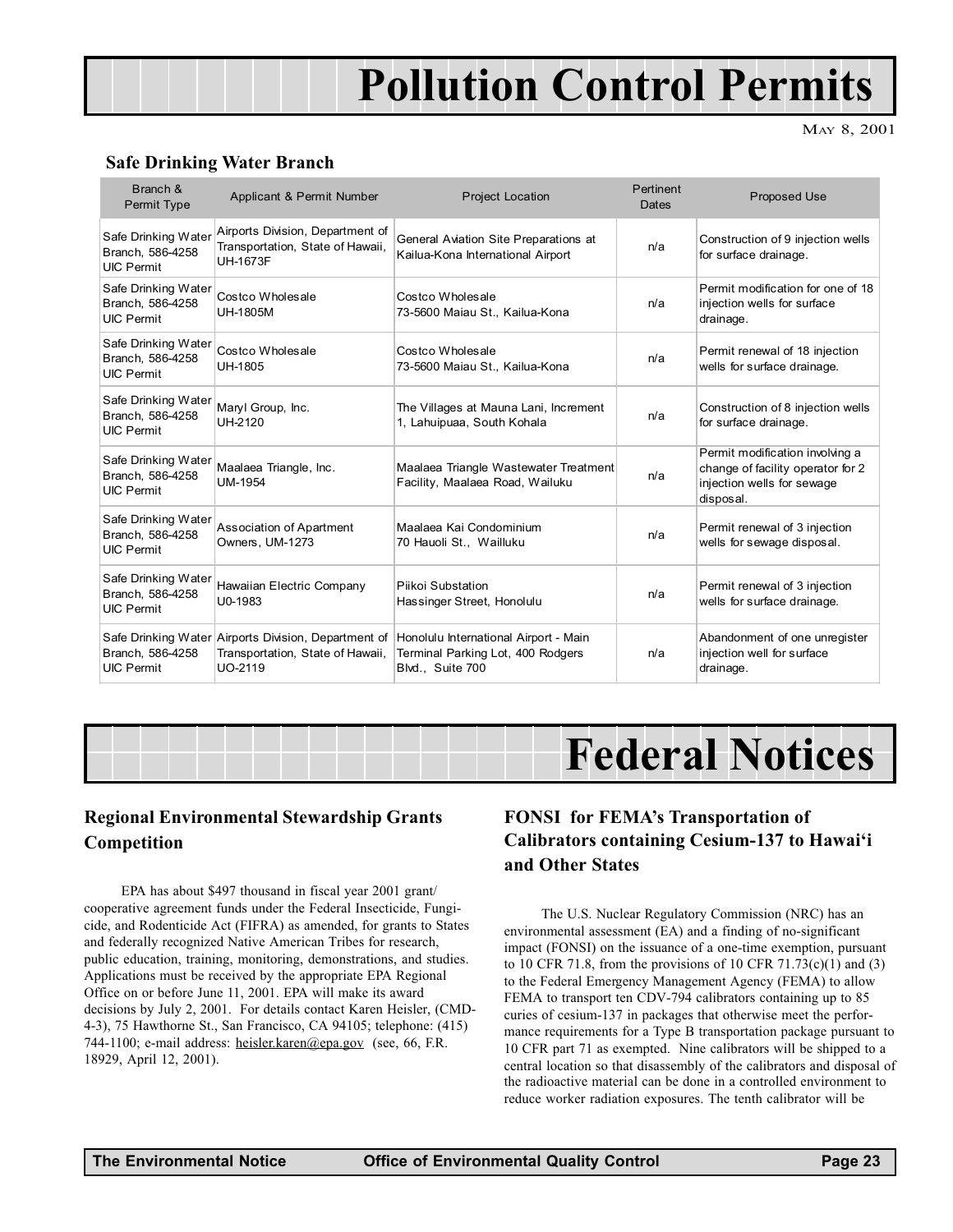# Pollution Control Permits

MAY 8, 2001

### Safe Drinking Water Branch

| Branch & Permit Type | Applicant & Permit Number | Project Location | Pertinent Dates | Proposed Use |
|---|---|---|---|---|
| Safe Drinking Water Branch, 586-4258 UIC Permit | Airports Division, Department of Transportation, State of Hawaii, UH-1673F | General Aviation Site Preparations at Kailua-Kona International Airport | n/a | Construction of 9 injection wells for surface drainage. |
| Safe Drinking Water Branch, 586-4258 UIC Permit | Costco Wholesale UH-1805M | Costco Wholesale 73-5600 Maiau St., Kailua-Kona | n/a | Permit modification for one of 18 injection wells for surface drainage. |
| Safe Drinking Water Branch, 586-4258 UIC Permit | Costco Wholesale UH-1805 | Costco Wholesale 73-5600 Maiau St., Kailua-Kona | n/a | Permit renewal of 18 injection wells for surface drainage. |
| Safe Drinking Water Branch, 586-4258 UIC Permit | Maryl Group, Inc. UH-2120 | The Villages at Mauna Lani, Increment 1, Lahuipuaa, South Kohala | n/a | Construction of 8 injection wells for surface drainage. |
| Safe Drinking Water Branch, 586-4258 UIC Permit | Maalaea Triangle, Inc. UM-1954 | Maalaea Triangle Wastewater Treatment Facility, Maalaea Road, Wailuku | n/a | Permit modification involving a change of facility operator for 2 injection wells for sewage disposal. |
| Safe Drinking Water Branch, 586-4258 UIC Permit | Association of Apartment Owners, UM-1273 | Maalaea Kai Condominium 70 Hauoli St., Waílluku | n/a | Permit renewal of 3 injection wells for sewage disposal. |
| Safe Drinking Water Branch, 586-4258 UIC Permit | Hawaiian Electric Company U0-1983 | Piikoi Substation Hassinger Street, Honolulu | n/a | Permit renewal of 3 injection wells for surface drainage. |
| Safe Drinking Water Branch, 586-4258 UIC Permit | Airports Division, Department of Transportation, State of Hawaii, UO-2119 | Honolulu International Airport - Main Terminal Parking Lot, 400 Rodgers Blvd., Suite 700 | n/a | Abandonment of one unregister injection well for surface drainage. |

# Federal Notices

## Regional Environmental Stewardship Grants Competition

EPA has about $497 thousand in fiscal year 2001 grant/cooperative agreement funds under the Federal Insecticide, Fungicide, and Rodenticide Act (FIFRA) as amended, for grants to States and federally recognized Native American Tribes for research, public education, training, monitoring, demonstrations, and studies. Applications must be received by the appropriate EPA Regional Office on or before June 11, 2001. EPA will make its award decisions by July 2, 2001. For details contact Karen Heisler, (CMD-4-3), 75 Hawthorne St., San Francisco, CA 94105; telephone: (415) 744-1100; e-mail address: heisler.karen@epa.gov (see, 66, F.R. 18929, April 12, 2001).

## FONSI for FEMA's Transportation of Calibrators containing Cesium-137 to Hawai'i and Other States

The U.S. Nuclear Regulatory Commission (NRC) has an environmental assessment (EA) and a finding of no-significant impact (FONSI) on the issuance of a one-time exemption, pursuant to 10 CFR 71.8, from the provisions of 10 CFR 71.73(c)(1) and (3) to the Federal Emergency Management Agency (FEMA) to allow FEMA to transport ten CDV-794 calibrators containing up to 85 curies of cesium-137 in packages that otherwise meet the performance requirements for a Type B transportation package pursuant to 10 CFR part 71 as exempted. Nine calibrators will be shipped to a central location so that disassembly of the calibrators and disposal of the radioactive material can be done in a controlled environment to reduce worker radiation exposures. The tenth calibrator will be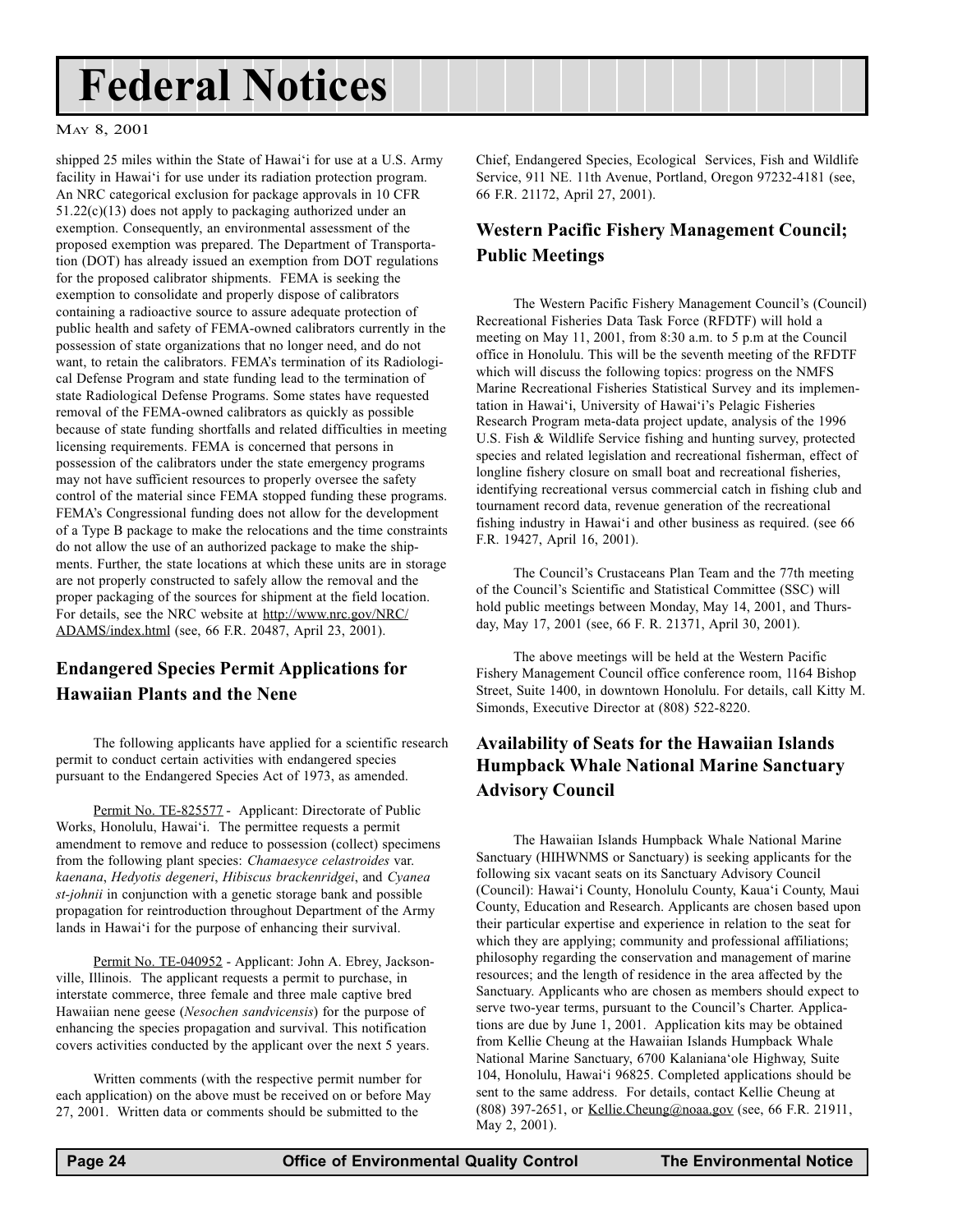shipped 25 miles within the State of Hawai'i for use at a U.S. Army facility in Hawai'i for use under its radiation protection program. An NRC categorical exclusion for package approvals in 10 CFR 51.22(c)(13) does not apply to packaging authorized under an exemption. Consequently, an environmental assessment of the proposed exemption was prepared. The Department of Transportation (DOT) has already issued an exemption from DOT regulations for the proposed calibrator shipments. FEMA is seeking the exemption to consolidate and properly dispose of calibrators containing a radioactive source to assure adequate protection of public health and safety of FEMA-owned calibrators currently in the possession of state organizations that no longer need, and do not want, to retain the calibrators. FEMA's termination of its Radiological Defense Program and state funding lead to the termination of state Radiological Defense Programs. Some states have requested removal of the FEMA-owned calibrators as quickly as possible because of state funding shortfalls and related difficulties in meeting licensing requirements. FEMA is concerned that persons in possession of the calibrators under the state emergency programs may not have sufficient resources to properly oversee the safety control of the material since FEMA stopped funding these programs. FEMA's Congressional funding does not allow for the development of a Type B package to make the relocations and the time constraints do not allow the use of an authorized package to make the shipments. Further, the state locations at which these units are in storage are not properly constructed to safely allow the removal and the proper packaging of the sources for shipment at the field location. For details, see the NRC website at http://www.nrc.gov/NRC/ADAMS/index.html (see, 66 F.R. 20487, April 23, 2001).

## Endangered Species Permit Applications for Hawaiian Plants and the Nene

The following applicants have applied for a scientific research permit to conduct certain activities with endangered species pursuant to the Endangered Species Act of 1973, as amended.

Permit No. TE-825577 - Applicant: Directorate of Public Works, Honolulu, Hawai'i. The permittee requests a permit amendment to remove and reduce to possession (collect) specimens from the following plant species: *Chamaesyce celastroides* var. *kaenana*, *Hedyotis degeneri*, *Hibiscus brackenridgei*, and *Cyanea st-johnii* in conjunction with a genetic storage bank and possible propagation for reintroduction throughout Department of the Army lands in Hawai'i for the purpose of enhancing their survival.

Permit No. TE-040952 - Applicant: John A. Ebrey, Jacksonville, Illinois. The applicant requests a permit to purchase, in interstate commerce, three female and three male captive bred Hawaiian nene geese (*Nesochen sandvicensis*) for the purpose of enhancing the species propagation and survival. This notification covers activities conducted by the applicant over the next 5 years.

Written comments (with the respective permit number for each application) on the above must be received on or before May 27, 2001. Written data or comments should be submitted to the Chief, Endangered Species, Ecological Services, Fish and Wildlife Service, 911 NE. 11th Avenue, Portland, Oregon 97232-4181 (see, 66 F.R. 21172, April 27, 2001).

## Western Pacific Fishery Management Council; Public Meetings

The Western Pacific Fishery Management Council's (Council) Recreational Fisheries Data Task Force (RFDTF) will hold a meeting on May 11, 2001, from 8:30 a.m. to 5 p.m at the Council office in Honolulu. This will be the seventh meeting of the RFDTF which will discuss the following topics: progress on the NMFS Marine Recreational Fisheries Statistical Survey and its implementation in Hawai'i, University of Hawai'i's Pelagic Fisheries Research Program meta-data project update, analysis of the 1996 U.S. Fish & Wildlife Service fishing and hunting survey, protected species and related legislation and recreational fisherman, effect of longline fishery closure on small boat and recreational fisheries, identifying recreational versus commercial catch in fishing club and tournament record data, revenue generation of the recreational fishing industry in Hawai'i and other business as required. (see 66 F.R. 19427, April 16, 2001).

The Council's Crustaceans Plan Team and the 77th meeting of the Council's Scientific and Statistical Committee (SSC) will hold public meetings between Monday, May 14, 2001, and Thursday, May 17, 2001 (see, 66 F. R. 21371, April 30, 2001).

The above meetings will be held at the Western Pacific Fishery Management Council office conference room, 1164 Bishop Street, Suite 1400, in downtown Honolulu. For details, call Kitty M. Simonds, Executive Director at (808) 522-8220.

## Availability of Seats for the Hawaiian Islands Humpback Whale National Marine Sanctuary Advisory Council

The Hawaiian Islands Humpback Whale National Marine Sanctuary (HIHWNMS or Sanctuary) is seeking applicants for the following six vacant seats on its Sanctuary Advisory Council (Council): Hawai'i County, Honolulu County, Kaua'i County, Maui County, Education and Research. Applicants are chosen based upon their particular expertise and experience in relation to the seat for which they are applying; community and professional affiliations; philosophy regarding the conservation and management of marine resources; and the length of residence in the area affected by the Sanctuary. Applicants who are chosen as members should expect to serve two-year terms, pursuant to the Council's Charter. Applications are due by June 1, 2001. Application kits may be obtained from Kellie Cheung at the Hawaiian Islands Humpback Whale National Marine Sanctuary, 6700 Kalaniana'ole Highway, Suite 104, Honolulu, Hawai'i 96825. Completed applications should be sent to the same address. For details, contact Kellie Cheung at (808) 397-2651, or Kellie.Cheung@noaa.gov (see, 66 F.R. 21911, May 2, 2001).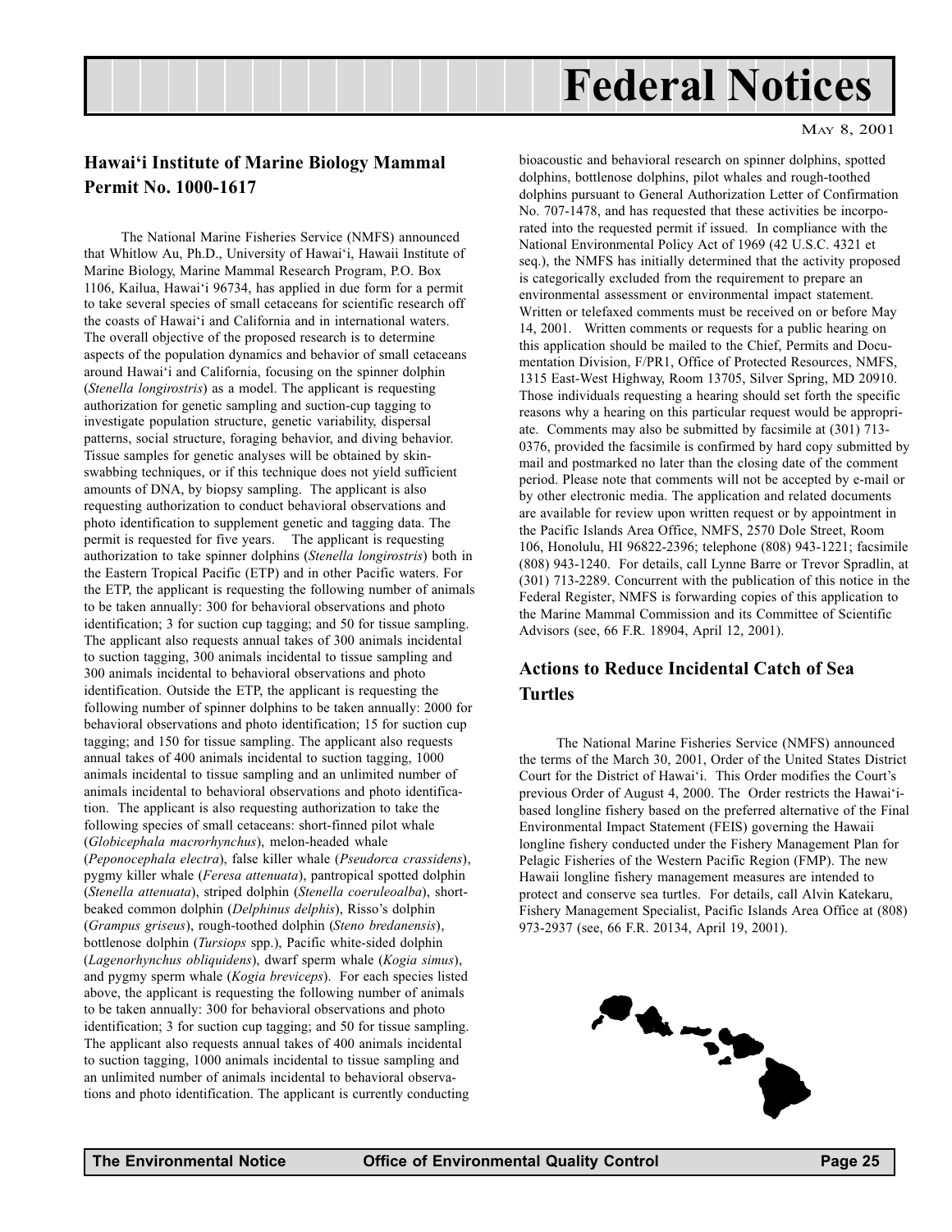# Federal Notices

MAY 8, 2001

## Hawai'i Institute of Marine Biology Mammal Permit No. 1000-1617

The National Marine Fisheries Service (NMFS) announced that Whitlow Au, Ph.D., University of Hawai'i, Hawaii Institute of Marine Biology, Marine Mammal Research Program, P.O. Box 1106, Kailua, Hawai'i 96734, has applied in due form for a permit to take several species of small cetaceans for scientific research off the coasts of Hawai'i and California and in international waters. The overall objective of the proposed research is to determine aspects of the population dynamics and behavior of small cetaceans around Hawai'i and California, focusing on the spinner dolphin (*Stenella longirostris*) as a model. The applicant is requesting authorization for genetic sampling and suction-cup tagging to investigate population structure, genetic variability, dispersal patterns, social structure, foraging behavior, and diving behavior. Tissue samples for genetic analyses will be obtained by skin-swabbing techniques, or if this technique does not yield sufficient amounts of DNA, by biopsy sampling. The applicant is also requesting authorization to conduct behavioral observations and photo identification to supplement genetic and tagging data. The permit is requested for five years. The applicant is requesting authorization to take spinner dolphins (*Stenella longirostris*) both in the Eastern Tropical Pacific (ETP) and in other Pacific waters. For the ETP, the applicant is requesting the following number of animals to be taken annually: 300 for behavioral observations and photo identification; 3 for suction cup tagging; and 50 for tissue sampling. The applicant also requests annual takes of 300 animals incidental to suction tagging, 300 animals incidental to tissue sampling and 300 animals incidental to behavioral observations and photo identification. Outside the ETP, the applicant is requesting the following number of spinner dolphins to be taken annually: 2000 for behavioral observations and photo identification; 15 for suction cup tagging; and 150 for tissue sampling. The applicant also requests annual takes of 400 animals incidental to suction tagging, 1000 animals incidental to tissue sampling and an unlimited number of animals incidental to behavioral observations and photo identification. The applicant is also requesting authorization to take the following species of small cetaceans: short-finned pilot whale (*Globicephala macrorhynchus*), melon-headed whale (*Peponocephala electra*), false killer whale (*Pseudorca crassidens*), pygmy killer whale (*Feresa attenuata*), pantropical spotted dolphin (*Stenella attenuata*), striped dolphin (*Stenella coeruleoalba*), short-beaked common dolphin (*Delphinus delphis*), Risso's dolphin (*Grampus griseus*), rough-toothed dolphin (*Steno bredanensis*), bottlenose dolphin (*Tursiops* spp.), Pacific white-sided dolphin (*Lagenorhynchus obliquidens*), dwarf sperm whale (*Kogia simus*), and pygmy sperm whale (*Kogia breviceps*). For each species listed above, the applicant is requesting the following number of animals to be taken annually: 300 for behavioral observations and photo identification; 3 for suction cup tagging; and 50 for tissue sampling. The applicant also requests annual takes of 400 animals incidental to suction tagging, 1000 animals incidental to tissue sampling and an unlimited number of animals incidental to behavioral observations and photo identification. The applicant is currently conducting bioacoustic and behavioral research on spinner dolphins, spotted dolphins, bottlenose dolphins, pilot whales and rough-toothed dolphins pursuant to General Authorization Letter of Confirmation No. 707-1478, and has requested that these activities be incorporated into the requested permit if issued. In compliance with the National Environmental Policy Act of 1969 (42 U.S.C. 4321 et seq.), the NMFS has initially determined that the activity proposed is categorically excluded from the requirement to prepare an environmental assessment or environmental impact statement. Written or telefaxed comments must be received on or before May 14, 2001. Written comments or requests for a public hearing on this application should be mailed to the Chief, Permits and Documentation Division, F/PR1, Office of Protected Resources, NMFS, 1315 East-West Highway, Room 13705, Silver Spring, MD 20910. Those individuals requesting a hearing should set forth the specific reasons why a hearing on this particular request would be appropriate. Comments may also be submitted by facsimile at (301) 713-0376, provided the facsimile is confirmed by hard copy submitted by mail and postmarked no later than the closing date of the comment period. Please note that comments will not be accepted by e-mail or by other electronic media. The application and related documents are available for review upon written request or by appointment in the Pacific Islands Area Office, NMFS, 2570 Dole Street, Room 106, Honolulu, HI 96822-2396; telephone (808) 943-1221; facsimile (808) 943-1240. For details, call Lynne Barre or Trevor Spradlin, at (301) 713-2289. Concurrent with the publication of this notice in the Federal Register, NMFS is forwarding copies of this application to the Marine Mammal Commission and its Committee of Scientific Advisors (see, 66 F.R. 18904, April 12, 2001).

## Actions to Reduce Incidental Catch of Sea Turtles

The National Marine Fisheries Service (NMFS) announced the terms of the March 30, 2001, Order of the United States District Court for the District of Hawai'i. This Order modifies the Court's previous Order of August 4, 2000. The Order restricts the Hawai'i-based longline fishery based on the preferred alternative of the Final Environmental Impact Statement (FEIS) governing the Hawaii longline fishery conducted under the Fishery Management Plan for Pelagic Fisheries of the Western Pacific Region (FMP). The new Hawaii longline fishery management measures are intended to protect and conserve sea turtles. For details, call Alvin Katekaru, Fishery Management Specialist, Pacific Islands Area Office at (808) 973-2937 (see, 66 F.R. 20134, April 19, 2001).